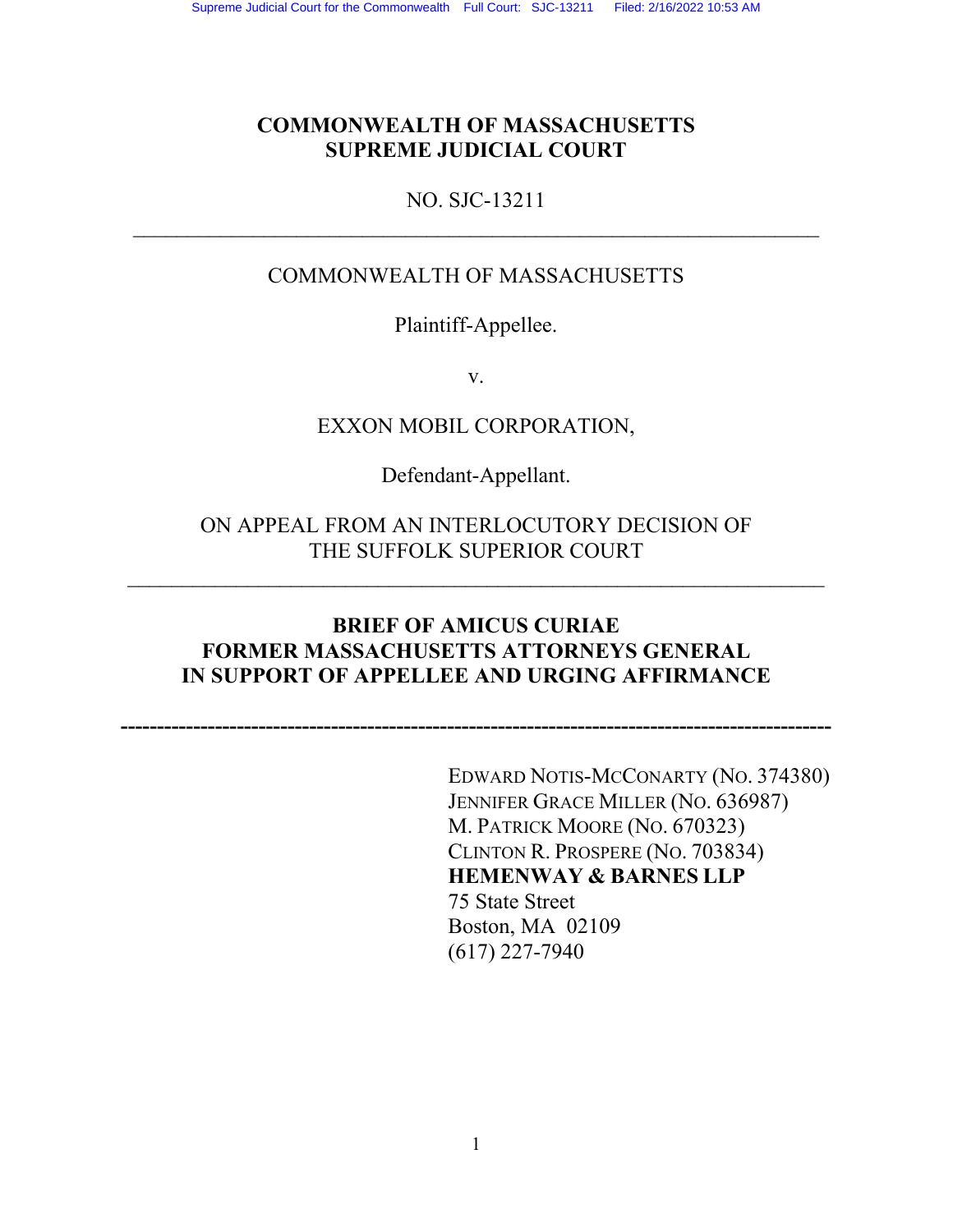**COMMONWEALTH OF MASSACHUSETTS**
**SUPREME JUDICIAL COURT**

NO. SJC-13211

---

COMMONWEALTH OF MASSACHUSETTS

Plaintiff-Appellee.

v.

EXXON MOBIL CORPORATION,

Defendant-Appellant.

ON APPEAL FROM AN INTERLOCUTORY DECISION OF THE SUFFOLK SUPERIOR COURT

---

**BRIEF OF AMICUS CURIAE**
**FORMER MASSACHUSETTS ATTORNEYS GENERAL**
**IN SUPPORT OF APPELLEE AND URGING AFFIRMANCE**

---

EDWARD NOTIS-MCCONARTY (NO. 374380)
JENNIFER GRACE MILLER (NO. 636987)
M. PATRICK MOORE (NO. 670323)
CLINTON R. PROSPERE (NO. 703834)
**HEMENWAY & BARNES LLP**
75 State Street
Boston, MA 02109
(617) 227-7940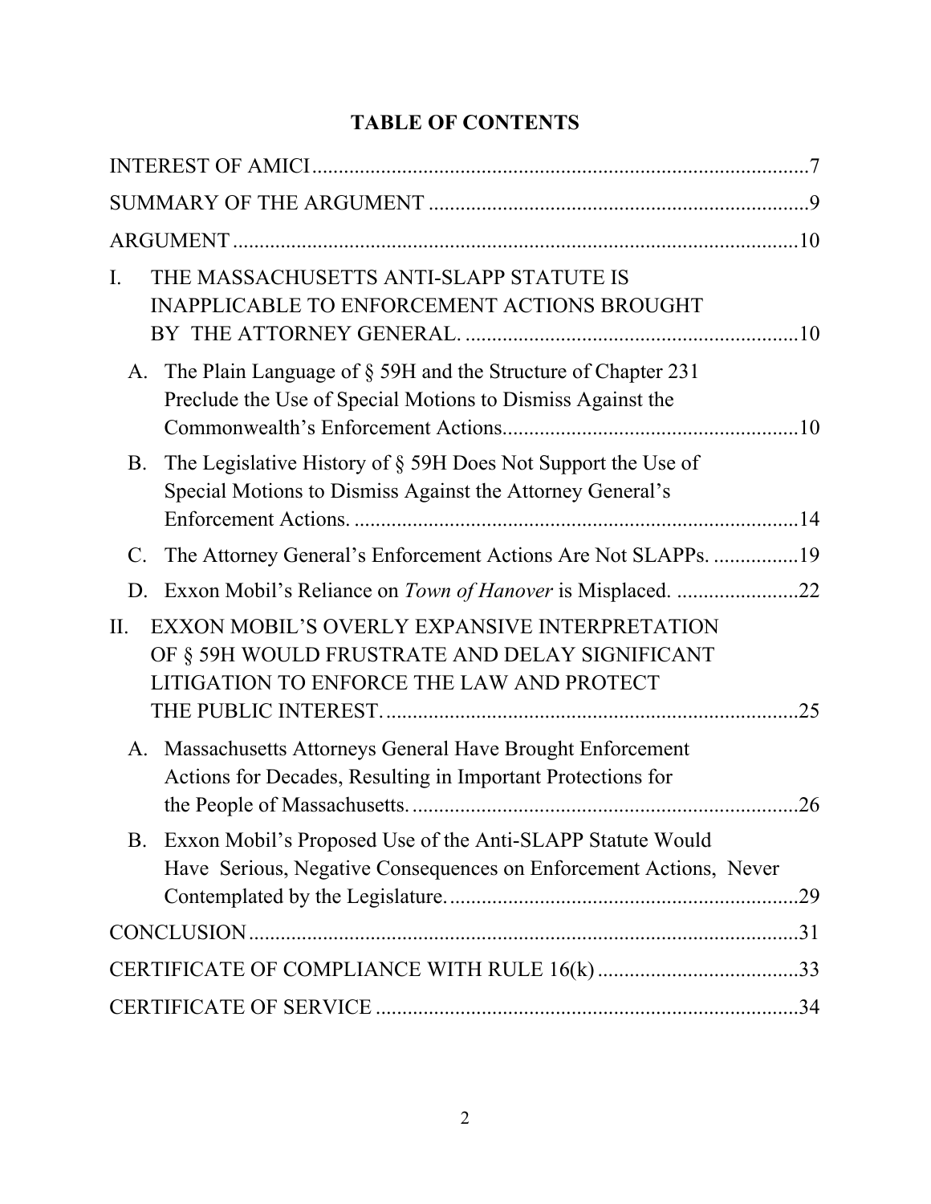# TABLE OF CONTENTS

INTEREST OF AMICI ........................................................................................... 7

SUMMARY OF THE ARGUMENT ....................................................................... 9

ARGUMENT .......................................................................................................... 10

I. THE MASSACHUSETTS ANTI-SLAPP STATUTE IS INAPPLICABLE TO ENFORCEMENT ACTIONS BROUGHT BY THE ATTORNEY GENERAL. .............................................................. 10

- A. The Plain Language of § 59H and the Structure of Chapter 231 Preclude the Use of Special Motions to Dismiss Against the Commonwealth's Enforcement Actions........................................................ 10
- B. The Legislative History of § 59H Does Not Support the Use of Special Motions to Dismiss Against the Attorney General's Enforcement Actions. ..................................................................................... 14
- C. The Attorney General's Enforcement Actions Are Not SLAPPs. ................ 19
- D. Exxon Mobil's Reliance on *Town of Hanover* is Misplaced. ....................... 22

II. EXXON MOBIL'S OVERLY EXPANSIVE INTERPRETATION OF § 59H WOULD FRUSTRATE AND DELAY SIGNIFICANT LITIGATION TO ENFORCE THE LAW AND PROTECT THE PUBLIC INTEREST. ............................................................................ 25

- A. Massachusetts Attorneys General Have Brought Enforcement Actions for Decades, Resulting in Important Protections for the People of Massachusetts. ......................................................................... 26
- B. Exxon Mobil's Proposed Use of the Anti-SLAPP Statute Would Have Serious, Negative Consequences on Enforcement Actions, Never Contemplated by the Legislature. ................................................................. 29

CONCLUSION ...................................................................................................... 31

CERTIFICATE OF COMPLIANCE WITH RULE 16(k) ...................................... 33

CERTIFICATE OF SERVICE ............................................................................... 34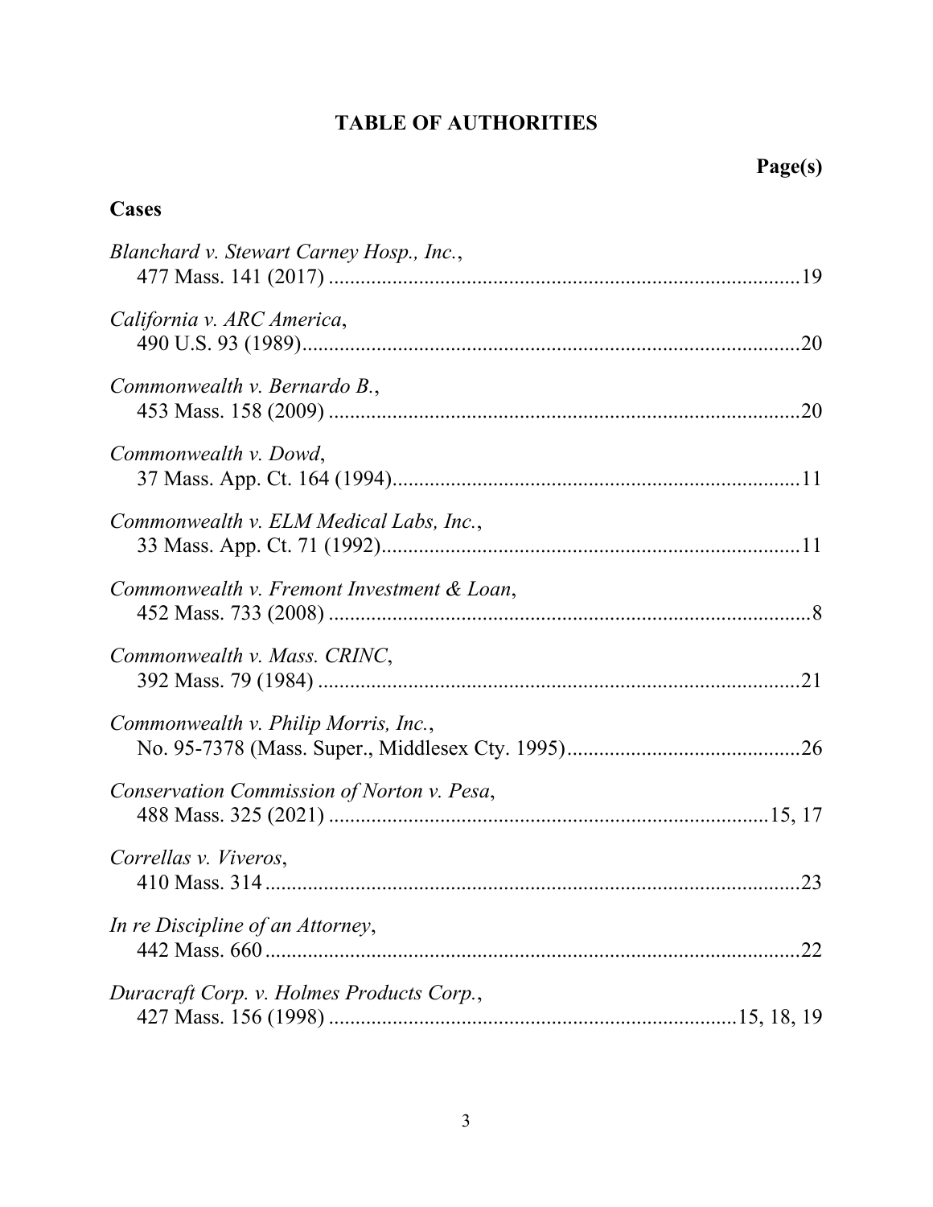# TABLE OF AUTHORITIES

**Page(s)**

## Cases

*Blanchard v. Stewart Carney Hosp., Inc.*,
477 Mass. 141 (2017) .......................................................................................19

*California v. ARC America*,
490 U.S. 93 (1989)...........................................................................................20

*Commonwealth v. Bernardo B.*,
453 Mass. 158 (2009) .......................................................................................20

*Commonwealth v. Dowd*,
37 Mass. App. Ct. 164 (1994)...........................................................................11

*Commonwealth v. ELM Medical Labs, Inc.*,
33 Mass. App. Ct. 71 (1992).............................................................................11

*Commonwealth v. Fremont Investment & Loan*,
452 Mass. 733 (2008) .........................................................................................8

*Commonwealth v. Mass. CRINC*,
392 Mass. 79 (1984) .........................................................................................21

*Commonwealth v. Philip Morris, Inc.*,
No. 95-7378 (Mass. Super., Middlesex Cty. 1995)..........................................26

*Conservation Commission of Norton v. Pesa*,
488 Mass. 325 (2021) ...............................................................................15, 17

*Correllas v. Viveros*,
410 Mass. 314 ...................................................................................................23

*In re Discipline of an Attorney*,
442 Mass. 660 ...................................................................................................22

*Duracraft Corp. v. Holmes Products Corp.*,
427 Mass. 156 (1998) ........................................................................15, 18, 19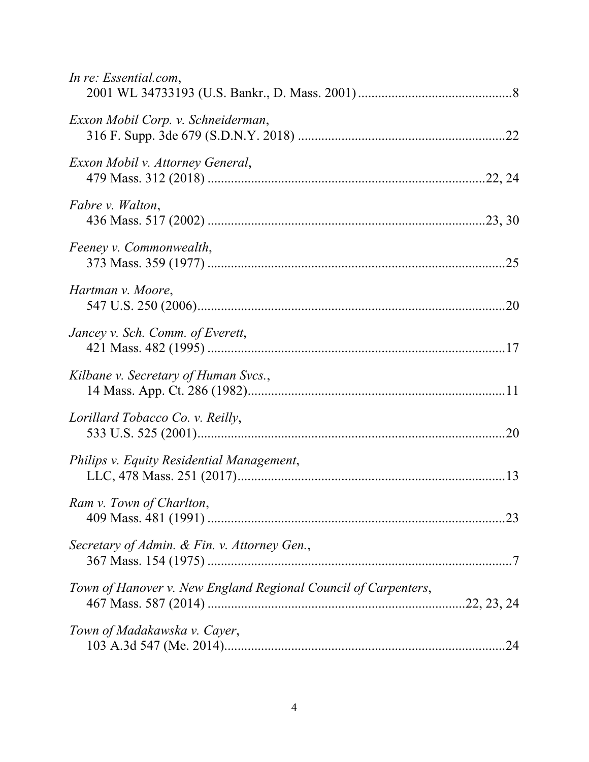*In re: Essential.com*,
2001 WL 34733193 (U.S. Bankr., D. Mass. 2001) ............................................. 8

*Exxon Mobil Corp. v. Schneiderman*,
316 F. Supp. 3de 679 (S.D.N.Y. 2018) ............................................................ 22

*Exxon Mobil v. Attorney General*,
479 Mass. 312 (2018) ................................................................................ 22, 24

*Fabre v. Walton*,
436 Mass. 517 (2002) ................................................................................ 23, 30

*Feeney v. Commonwealth*,
373 Mass. 359 (1977) ...................................................................................... 25

*Hartman v. Moore*,
547 U.S. 250 (2006)......................................................................................... 20

*Jancey v. Sch. Comm. of Everett*,
421 Mass. 482 (1995) ...................................................................................... 17

*Kilbane v. Secretary of Human Svcs.*,
14 Mass. App. Ct. 286 (1982).......................................................................... 11

*Lorillard Tobacco Co. v. Reilly*,
533 U.S. 525 (2001)......................................................................................... 20

*Philips v. Equity Residential Management*,
LLC, 478 Mass. 251 (2017)............................................................................... 13

*Ram v. Town of Charlton*,
409 Mass. 481 (1991) ...................................................................................... 23

*Secretary of Admin. & Fin. v. Attorney Gen.*,
367 Mass. 154 (1975) ........................................................................................ 7

*Town of Hanover v. New England Regional Council of Carpenters*,
467 Mass. 587 (2014) ......................................................................... 22, 23, 24

*Town of Madakawska v. Cayer*,
103 A.3d 547 (Me. 2014).................................................................................. 24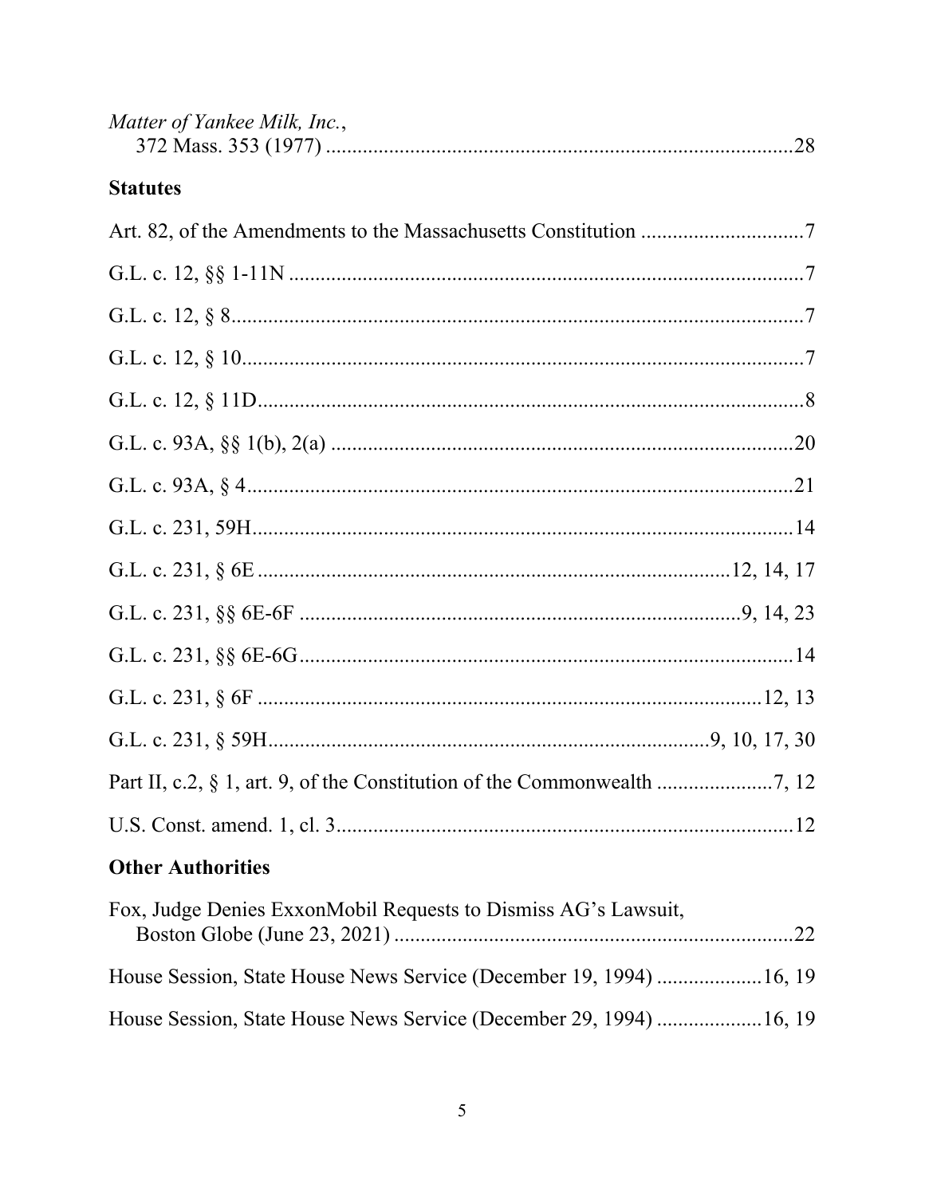*Matter of Yankee Milk, Inc.*,
372 Mass. 353 (1977) ........................................................................................28

**Statutes**

Art. 82, of the Amendments to the Massachusetts Constitution ..............................7

G.L. c. 12, §§ 1-11N ..................................................................................................7

G.L. c. 12, § 8.............................................................................................................7

G.L. c. 12, § 10...........................................................................................................7

G.L. c. 12, § 11D.........................................................................................................8

G.L. c. 93A, §§ 1(b), 2(a) .........................................................................................20

G.L. c. 93A, § 4.........................................................................................................21

G.L. c. 231, 59H........................................................................................................14

G.L. c. 231, § 6E ...................................................................................12, 14, 17

G.L. c. 231, §§ 6E-6F ...............................................................................9, 14, 23

G.L. c. 231, §§ 6E-6G..............................................................................................14

G.L. c. 231, § 6F ...................................................................................12, 13

G.L. c. 231, § 59H.....................................................................................9, 10, 17, 30

Part II, c.2, § 1, art. 9, of the Constitution of the Commonwealth ......................7, 12

U.S. Const. amend. 1, cl. 3.......................................................................................12

**Other Authorities**

Fox, Judge Denies ExxonMobil Requests to Dismiss AG's Lawsuit,
Boston Globe (June 23, 2021) ..............................................................................22

House Session, State House News Service (December 19, 1994) ....................16, 19

House Session, State House News Service (December 29, 1994) ....................16, 19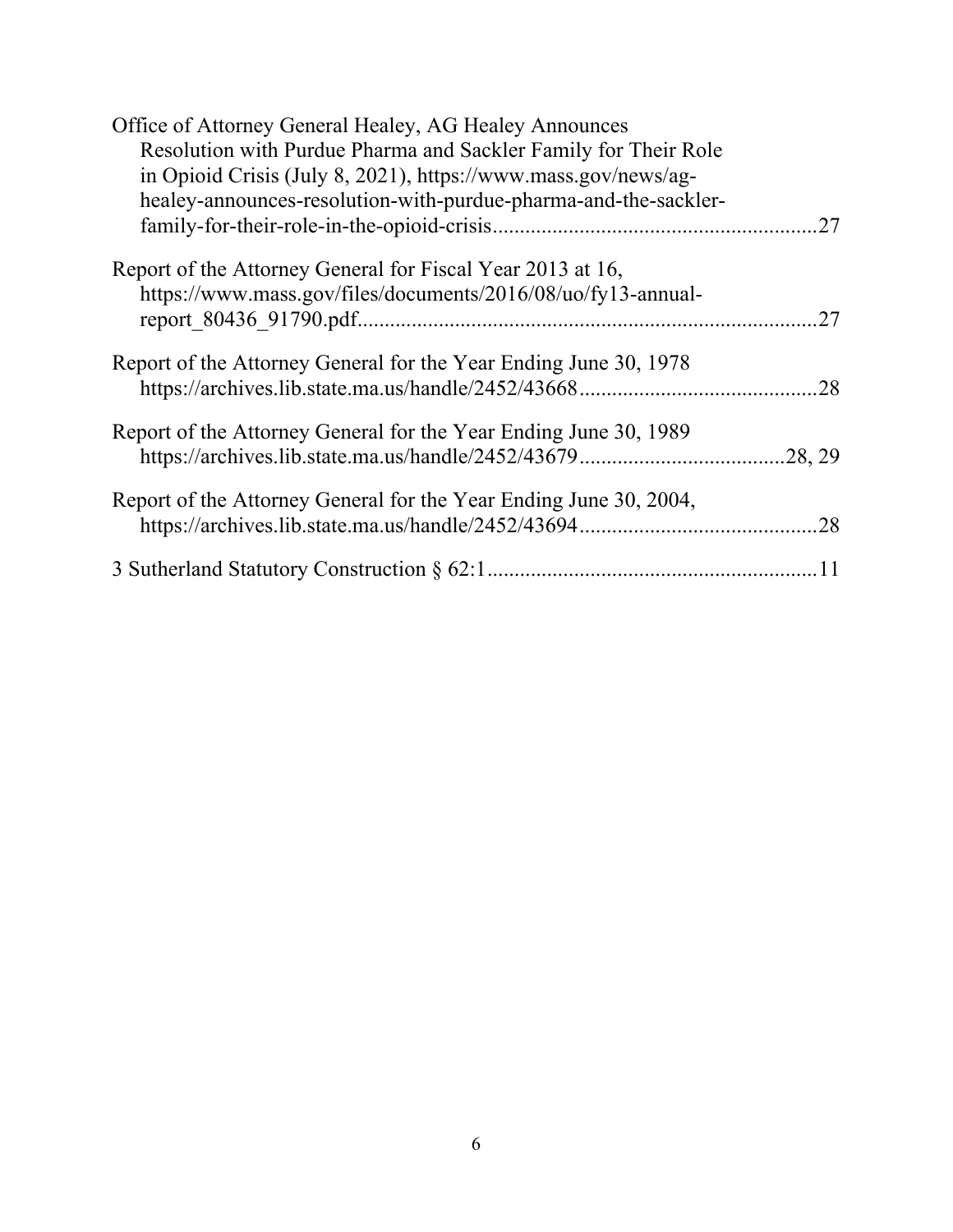Office of Attorney General Healey, AG Healey Announces Resolution with Purdue Pharma and Sackler Family for Their Role in Opioid Crisis (July 8, 2021), https://www.mass.gov/news/ag-healey-announces-resolution-with-purdue-pharma-and-the-sackler-family-for-their-role-in-the-opioid-crisis............................................................27

Report of the Attorney General for Fiscal Year 2013 at 16, https://www.mass.gov/files/documents/2016/08/uo/fy13-annual-report_80436_91790.pdf....................................................................................27

Report of the Attorney General for the Year Ending June 30, 1978 https://archives.lib.state.ma.us/handle/2452/43668............................................28

Report of the Attorney General for the Year Ending June 30, 1989 https://archives.lib.state.ma.us/handle/2452/43679......................................28, 29

Report of the Attorney General for the Year Ending June 30, 2004, https://archives.lib.state.ma.us/handle/2452/43694............................................28

3 Sutherland Statutory Construction § 62:1............................................................11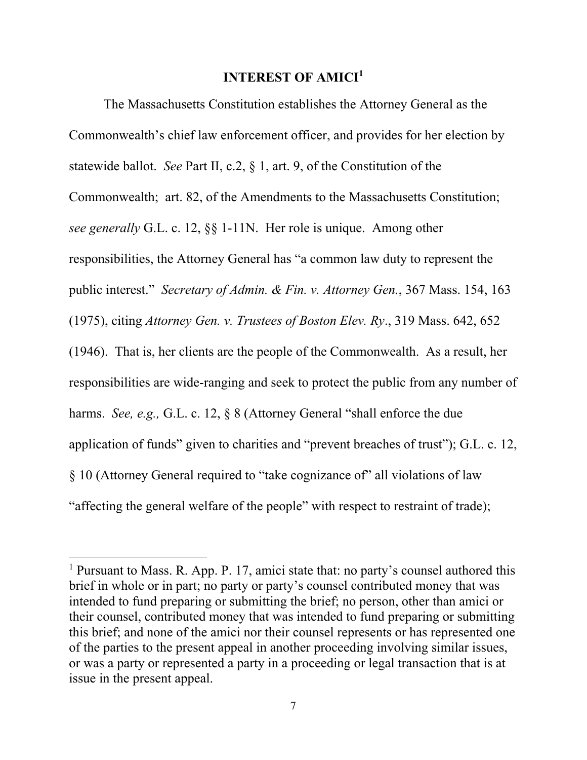# INTEREST OF AMICI[1]

The Massachusetts Constitution establishes the Attorney General as the Commonwealth's chief law enforcement officer, and provides for her election by statewide ballot. *See* Part II, c.2, § 1, art. 9, of the Constitution of the Commonwealth; art. 82, of the Amendments to the Massachusetts Constitution; *see generally* G.L. c. 12, §§ 1-11N. Her role is unique. Among other responsibilities, the Attorney General has "a common law duty to represent the public interest." *Secretary of Admin. & Fin. v. Attorney Gen.*, 367 Mass. 154, 163 (1975), citing *Attorney Gen. v. Trustees of Boston Elev. Ry*., 319 Mass. 642, 652 (1946). That is, her clients are the people of the Commonwealth. As a result, her responsibilities are wide-ranging and seek to protect the public from any number of harms. *See, e.g.,* G.L. c. 12, § 8 (Attorney General "shall enforce the due application of funds" given to charities and "prevent breaches of trust"); G.L. c. 12, § 10 (Attorney General required to "take cognizance of" all violations of law "affecting the general welfare of the people" with respect to restraint of trade);

[1] Pursuant to Mass. R. App. P. 17, amici state that: no party's counsel authored this brief in whole or in part; no party or party's counsel contributed money that was intended to fund preparing or submitting the brief; no person, other than amici or their counsel, contributed money that was intended to fund preparing or submitting this brief; and none of the amici nor their counsel represents or has represented one of the parties to the present appeal in another proceeding involving similar issues, or was a party or represented a party in a proceeding or legal transaction that is at issue in the present appeal.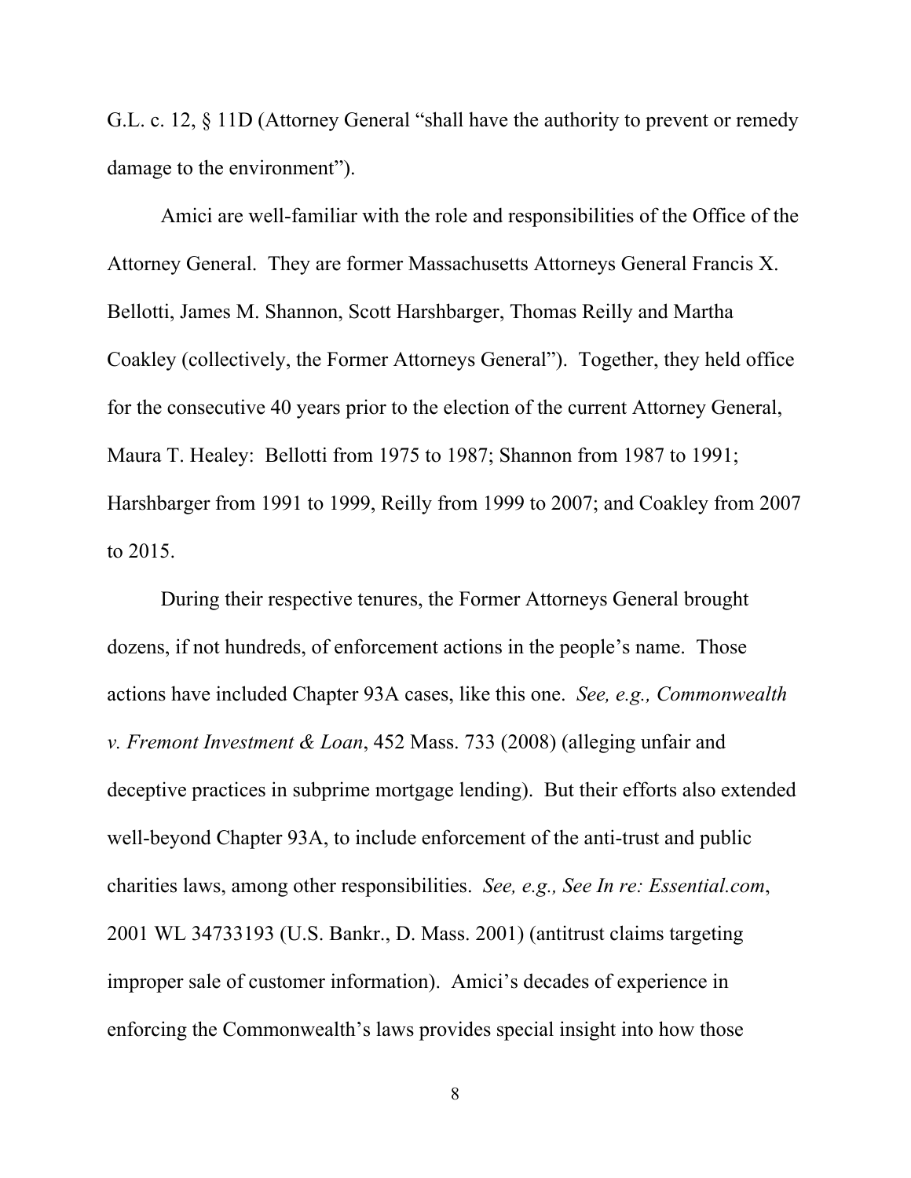G.L. c. 12, § 11D (Attorney General "shall have the authority to prevent or remedy damage to the environment").

Amici are well-familiar with the role and responsibilities of the Office of the Attorney General. They are former Massachusetts Attorneys General Francis X. Bellotti, James M. Shannon, Scott Harshbarger, Thomas Reilly and Martha Coakley (collectively, the Former Attorneys General"). Together, they held office for the consecutive 40 years prior to the election of the current Attorney General, Maura T. Healey: Bellotti from 1975 to 1987; Shannon from 1987 to 1991; Harshbarger from 1991 to 1999, Reilly from 1999 to 2007; and Coakley from 2007 to 2015.

During their respective tenures, the Former Attorneys General brought dozens, if not hundreds, of enforcement actions in the people's name. Those actions have included Chapter 93A cases, like this one. *See, e.g., Commonwealth v. Fremont Investment & Loan*, 452 Mass. 733 (2008) (alleging unfair and deceptive practices in subprime mortgage lending). But their efforts also extended well-beyond Chapter 93A, to include enforcement of the anti-trust and public charities laws, among other responsibilities. *See, e.g., See In re: Essential.com*, 2001 WL 34733193 (U.S. Bankr., D. Mass. 2001) (antitrust claims targeting improper sale of customer information). Amici's decades of experience in enforcing the Commonwealth's laws provides special insight into how those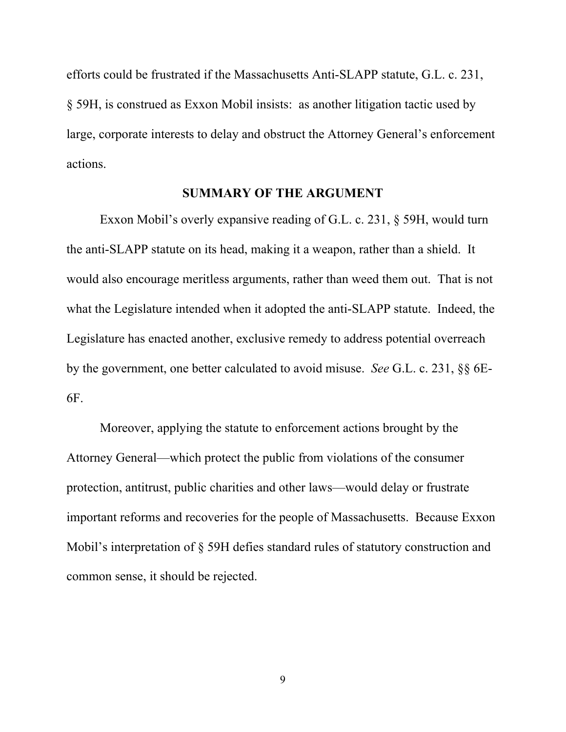efforts could be frustrated if the Massachusetts Anti-SLAPP statute, G.L. c. 231, § 59H, is construed as Exxon Mobil insists: as another litigation tactic used by large, corporate interests to delay and obstruct the Attorney General's enforcement actions.

## SUMMARY OF THE ARGUMENT

Exxon Mobil's overly expansive reading of G.L. c. 231, § 59H, would turn the anti-SLAPP statute on its head, making it a weapon, rather than a shield. It would also encourage meritless arguments, rather than weed them out. That is not what the Legislature intended when it adopted the anti-SLAPP statute. Indeed, the Legislature has enacted another, exclusive remedy to address potential overreach by the government, one better calculated to avoid misuse. *See* G.L. c. 231, §§ 6E-6F.

Moreover, applying the statute to enforcement actions brought by the Attorney General—which protect the public from violations of the consumer protection, antitrust, public charities and other laws—would delay or frustrate important reforms and recoveries for the people of Massachusetts. Because Exxon Mobil's interpretation of § 59H defies standard rules of statutory construction and common sense, it should be rejected.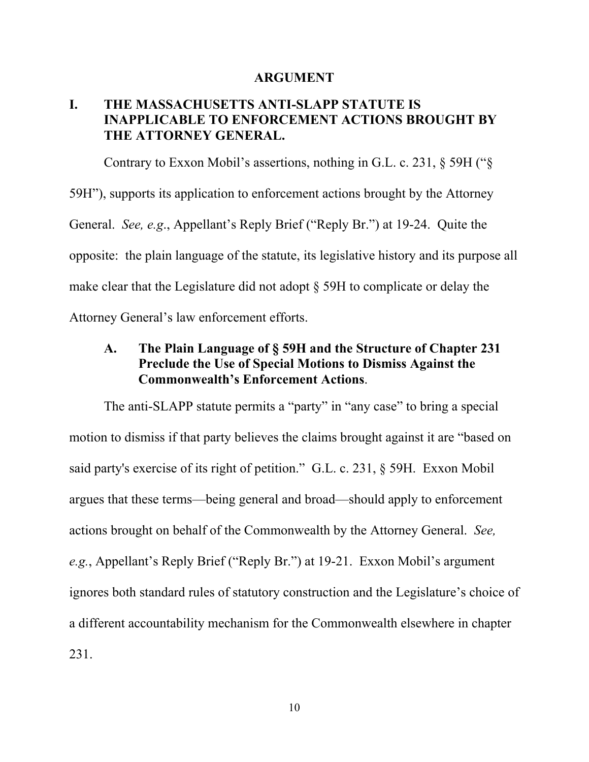# ARGUMENT

## I. THE MASSACHUSETTS ANTI-SLAPP STATUTE IS INAPPLICABLE TO ENFORCEMENT ACTIONS BROUGHT BY THE ATTORNEY GENERAL.

Contrary to Exxon Mobil's assertions, nothing in G.L. c. 231, § 59H ("§ 59H"), supports its application to enforcement actions brought by the Attorney General. *See, e.g.*, Appellant's Reply Brief ("Reply Br.") at 19-24. Quite the opposite: the plain language of the statute, its legislative history and its purpose all make clear that the Legislature did not adopt § 59H to complicate or delay the Attorney General's law enforcement efforts.

### A. The Plain Language of § 59H and the Structure of Chapter 231 Preclude the Use of Special Motions to Dismiss Against the Commonwealth's Enforcement Actions.

The anti-SLAPP statute permits a "party" in "any case" to bring a special motion to dismiss if that party believes the claims brought against it are "based on said party's exercise of its right of petition." G.L. c. 231, § 59H. Exxon Mobil argues that these terms—being general and broad—should apply to enforcement actions brought on behalf of the Commonwealth by the Attorney General. *See, e.g.*, Appellant's Reply Brief ("Reply Br.") at 19-21. Exxon Mobil's argument ignores both standard rules of statutory construction and the Legislature's choice of a different accountability mechanism for the Commonwealth elsewhere in chapter 231.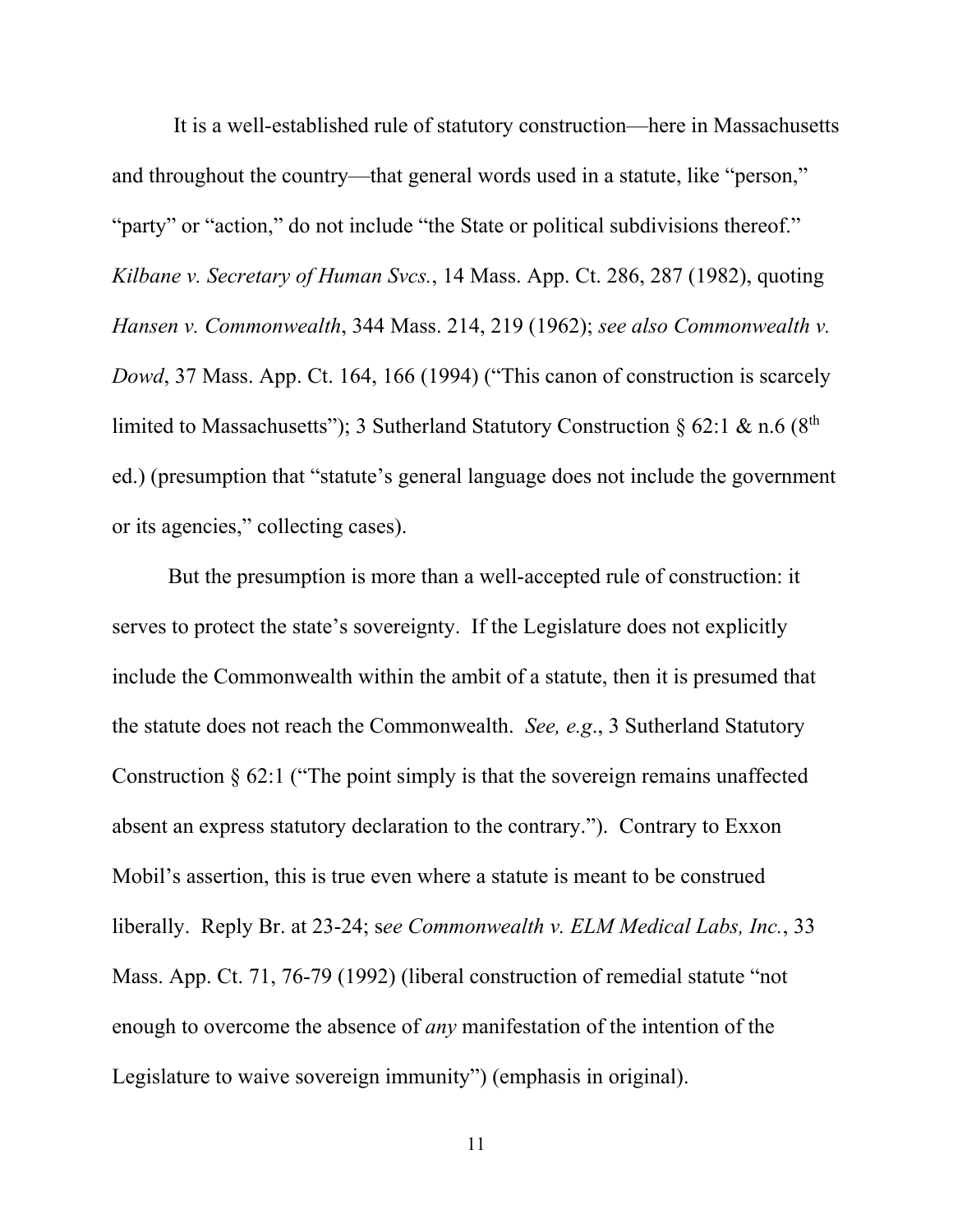It is a well-established rule of statutory construction—here in Massachusetts and throughout the country—that general words used in a statute, like "person," "party" or "action," do not include "the State or political subdivisions thereof." *Kilbane v. Secretary of Human Svcs.*, 14 Mass. App. Ct. 286, 287 (1982), quoting *Hansen v. Commonwealth*, 344 Mass. 214, 219 (1962); *see also Commonwealth v. Dowd*, 37 Mass. App. Ct. 164, 166 (1994) ("This canon of construction is scarcely limited to Massachusetts"); 3 Sutherland Statutory Construction § 62:1 & n.6 (8th ed.) (presumption that "statute's general language does not include the government or its agencies," collecting cases).

But the presumption is more than a well-accepted rule of construction: it serves to protect the state's sovereignty. If the Legislature does not explicitly include the Commonwealth within the ambit of a statute, then it is presumed that the statute does not reach the Commonwealth. *See, e.g.*, 3 Sutherland Statutory Construction § 62:1 ("The point simply is that the sovereign remains unaffected absent an express statutory declaration to the contrary."). Contrary to Exxon Mobil's assertion, this is true even where a statute is meant to be construed liberally. Reply Br. at 23-24; s*ee Commonwealth v. ELM Medical Labs, Inc.*, 33 Mass. App. Ct. 71, 76-79 (1992) (liberal construction of remedial statute "not enough to overcome the absence of *any* manifestation of the intention of the Legislature to waive sovereign immunity") (emphasis in original).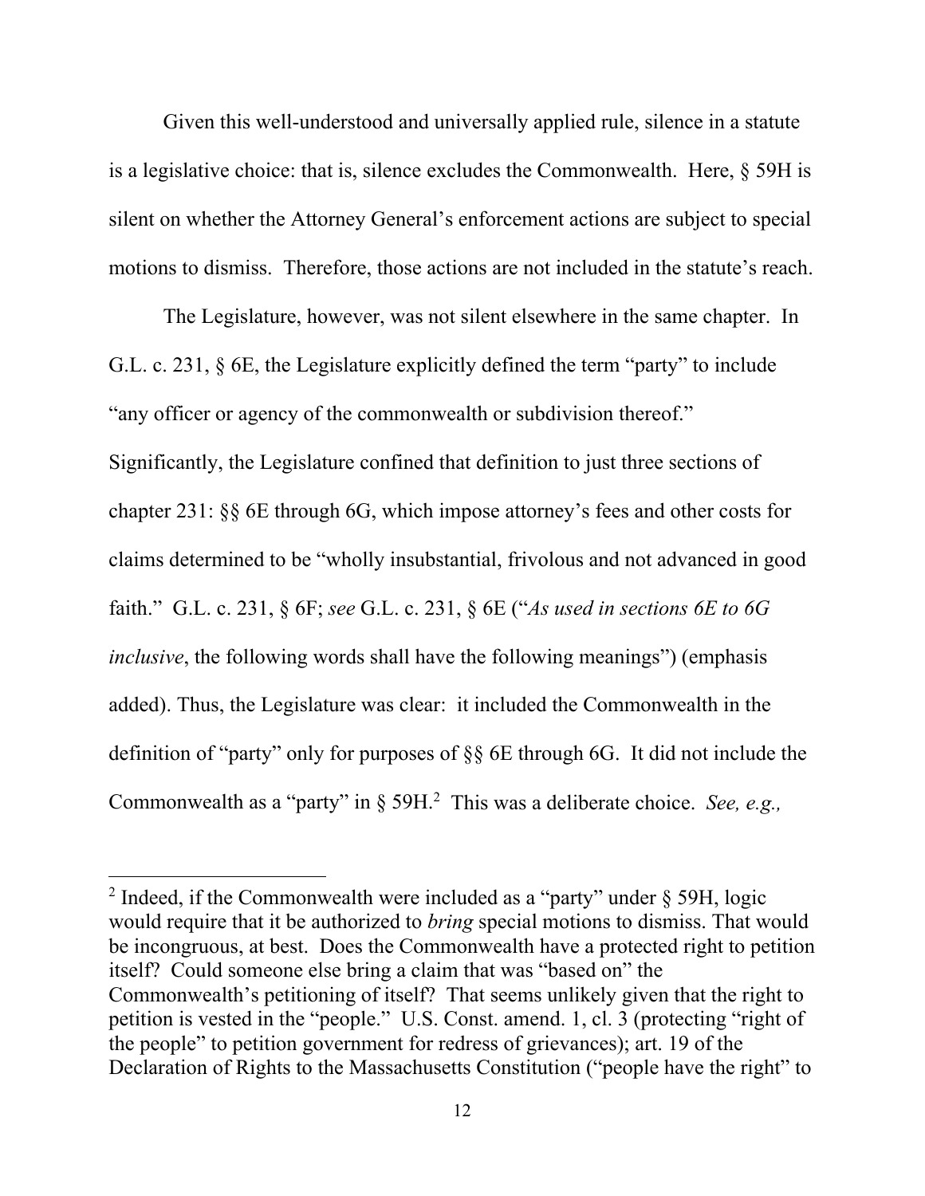Given this well-understood and universally applied rule, silence in a statute is a legislative choice: that is, silence excludes the Commonwealth. Here, § 59H is silent on whether the Attorney General's enforcement actions are subject to special motions to dismiss. Therefore, those actions are not included in the statute's reach.

The Legislature, however, was not silent elsewhere in the same chapter. In G.L. c. 231, § 6E, the Legislature explicitly defined the term "party" to include "any officer or agency of the commonwealth or subdivision thereof." Significantly, the Legislature confined that definition to just three sections of chapter 231: §§ 6E through 6G, which impose attorney's fees and other costs for claims determined to be "wholly insubstantial, frivolous and not advanced in good faith." G.L. c. 231, § 6F; *see* G.L. c. 231, § 6E ("*As used in sections 6E to 6G inclusive*, the following words shall have the following meanings") (emphasis added). Thus, the Legislature was clear: it included the Commonwealth in the definition of "party" only for purposes of §§ 6E through 6G. It did not include the Commonwealth as a "party" in § 59H.[2] This was a deliberate choice. *See, e.g.,*

[2] Indeed, if the Commonwealth were included as a "party" under § 59H, logic would require that it be authorized to *bring* special motions to dismiss. That would be incongruous, at best. Does the Commonwealth have a protected right to petition itself? Could someone else bring a claim that was "based on" the Commonwealth's petitioning of itself? That seems unlikely given that the right to petition is vested in the "people." U.S. Const. amend. 1, cl. 3 (protecting "right of the people" to petition government for redress of grievances); art. 19 of the Declaration of Rights to the Massachusetts Constitution ("people have the right" to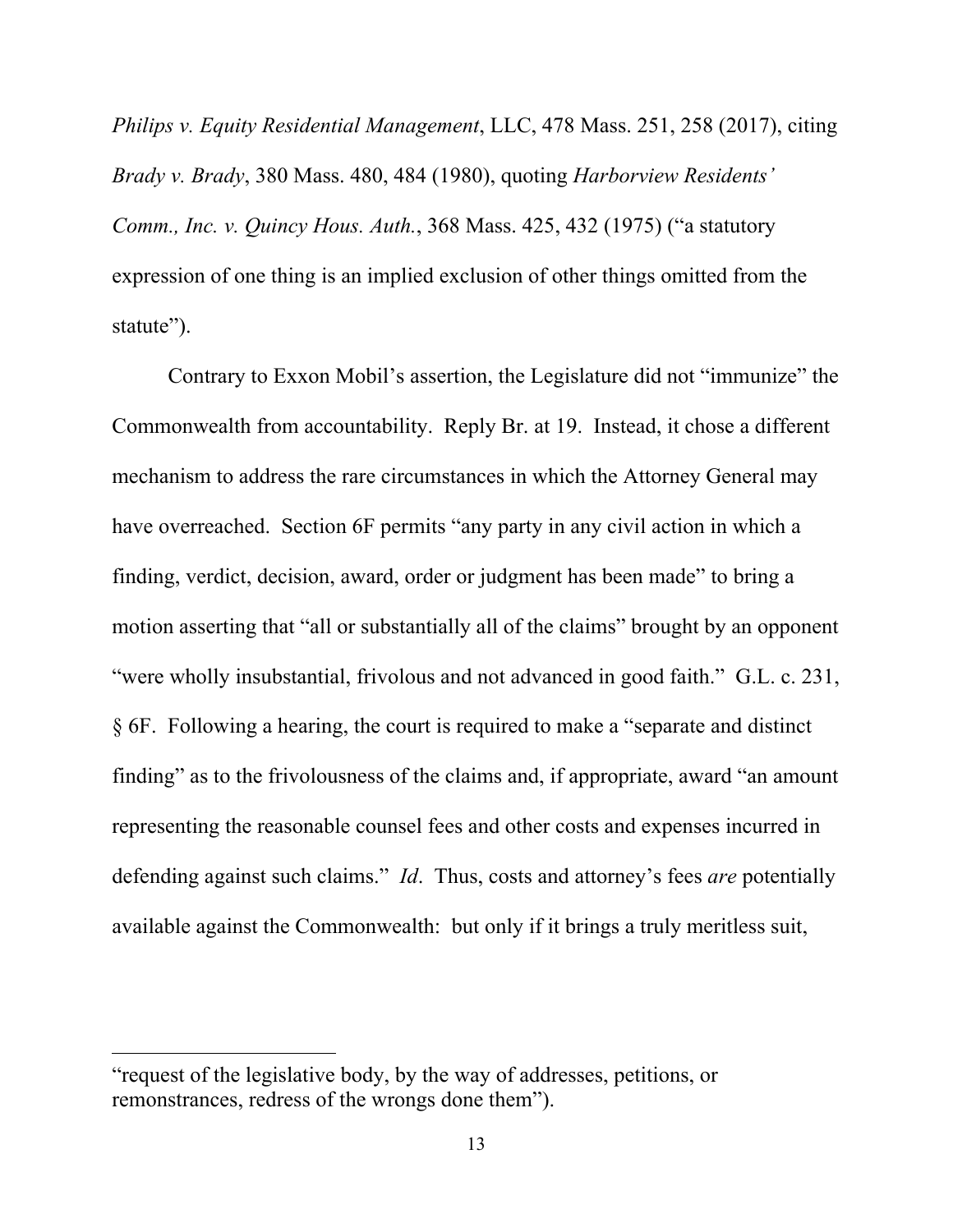*Philips v. Equity Residential Management*, LLC, 478 Mass. 251, 258 (2017), citing *Brady v. Brady*, 380 Mass. 480, 484 (1980), quoting *Harborview Residents' Comm., Inc. v. Quincy Hous. Auth.*, 368 Mass. 425, 432 (1975) ("a statutory expression of one thing is an implied exclusion of other things omitted from the statute").

Contrary to Exxon Mobil's assertion, the Legislature did not "immunize" the Commonwealth from accountability. Reply Br. at 19. Instead, it chose a different mechanism to address the rare circumstances in which the Attorney General may have overreached. Section 6F permits "any party in any civil action in which a finding, verdict, decision, award, order or judgment has been made" to bring a motion asserting that "all or substantially all of the claims" brought by an opponent "were wholly insubstantial, frivolous and not advanced in good faith." G.L. c. 231, § 6F. Following a hearing, the court is required to make a "separate and distinct finding" as to the frivolousness of the claims and, if appropriate, award "an amount representing the reasonable counsel fees and other costs and expenses incurred in defending against such claims." *Id*. Thus, costs and attorney's fees *are* potentially available against the Commonwealth: but only if it brings a truly meritless suit,

---

"request of the legislative body, by the way of addresses, petitions, or remonstrances, redress of the wrongs done them").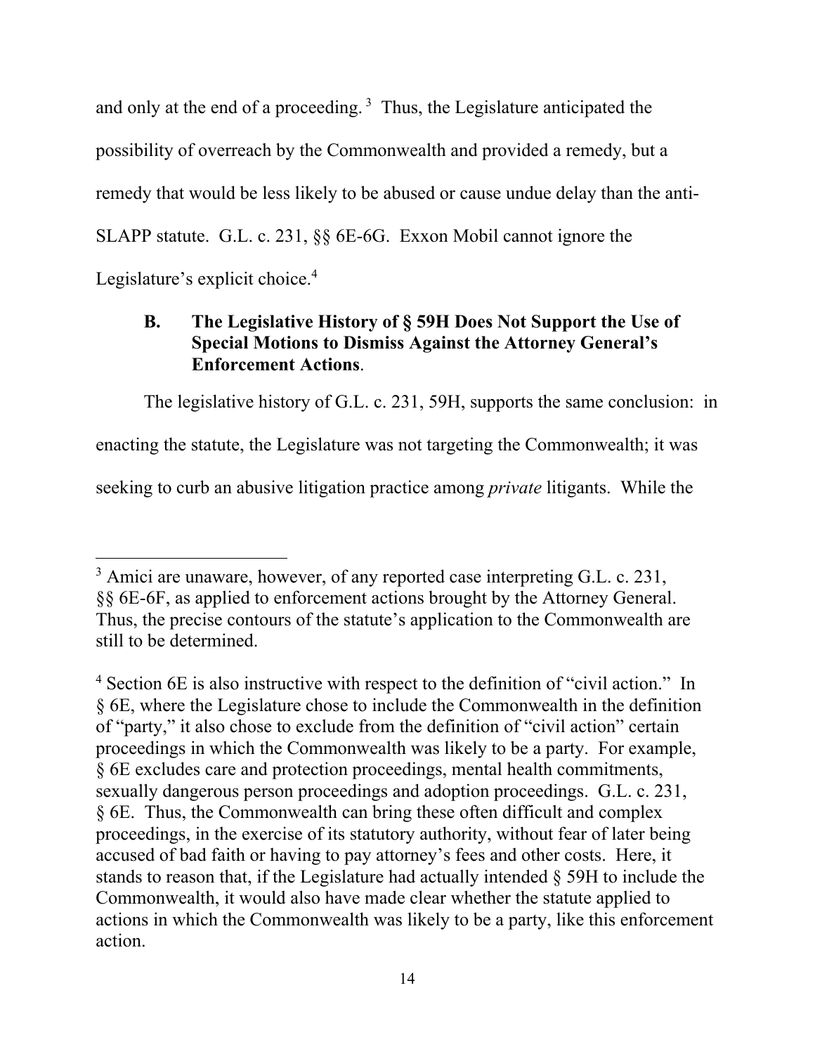and only at the end of a proceeding.[3] Thus, the Legislature anticipated the possibility of overreach by the Commonwealth and provided a remedy, but a remedy that would be less likely to be abused or cause undue delay than the anti-SLAPP statute. G.L. c. 231, §§ 6E-6G. Exxon Mobil cannot ignore the Legislature's explicit choice.[4]

### B. The Legislative History of § 59H Does Not Support the Use of Special Motions to Dismiss Against the Attorney General's Enforcement Actions.

The legislative history of G.L. c. 231, 59H, supports the same conclusion: in enacting the statute, the Legislature was not targeting the Commonwealth; it was seeking to curb an abusive litigation practice among *private* litigants. While the

---

[3] Amici are unaware, however, of any reported case interpreting G.L. c. 231, §§ 6E-6F, as applied to enforcement actions brought by the Attorney General. Thus, the precise contours of the statute's application to the Commonwealth are still to be determined.

[4] Section 6E is also instructive with respect to the definition of "civil action." In § 6E, where the Legislature chose to include the Commonwealth in the definition of "party," it also chose to exclude from the definition of "civil action" certain proceedings in which the Commonwealth was likely to be a party. For example, § 6E excludes care and protection proceedings, mental health commitments, sexually dangerous person proceedings and adoption proceedings. G.L. c. 231, § 6E. Thus, the Commonwealth can bring these often difficult and complex proceedings, in the exercise of its statutory authority, without fear of later being accused of bad faith or having to pay attorney's fees and other costs. Here, it stands to reason that, if the Legislature had actually intended § 59H to include the Commonwealth, it would also have made clear whether the statute applied to actions in which the Commonwealth was likely to be a party, like this enforcement action.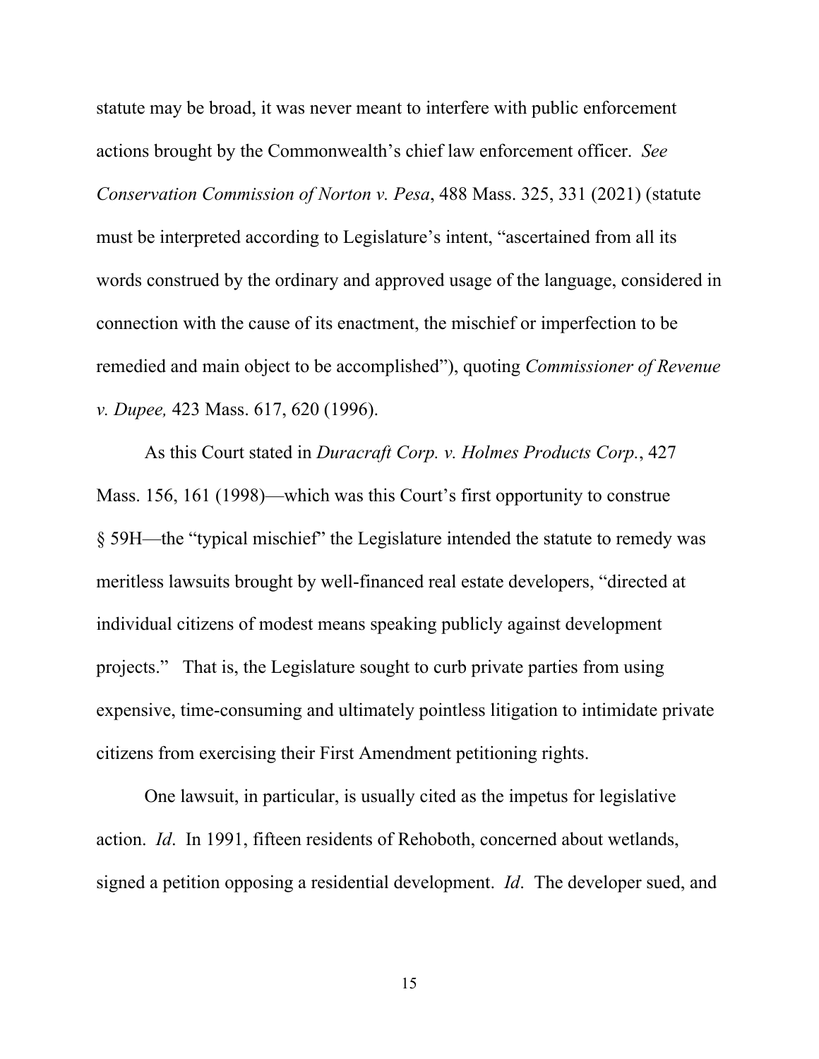statute may be broad, it was never meant to interfere with public enforcement actions brought by the Commonwealth's chief law enforcement officer. *See Conservation Commission of Norton v. Pesa*, 488 Mass. 325, 331 (2021) (statute must be interpreted according to Legislature's intent, "ascertained from all its words construed by the ordinary and approved usage of the language, considered in connection with the cause of its enactment, the mischief or imperfection to be remedied and main object to be accomplished"), quoting *Commissioner of Revenue v. Dupee,* 423 Mass. 617, 620 (1996).

As this Court stated in *Duracraft Corp. v. Holmes Products Corp.*, 427 Mass. 156, 161 (1998)—which was this Court's first opportunity to construe § 59H—the "typical mischief" the Legislature intended the statute to remedy was meritless lawsuits brought by well-financed real estate developers, "directed at individual citizens of modest means speaking publicly against development projects." That is, the Legislature sought to curb private parties from using expensive, time-consuming and ultimately pointless litigation to intimidate private citizens from exercising their First Amendment petitioning rights.

One lawsuit, in particular, is usually cited as the impetus for legislative action. *Id*. In 1991, fifteen residents of Rehoboth, concerned about wetlands, signed a petition opposing a residential development. *Id*. The developer sued, and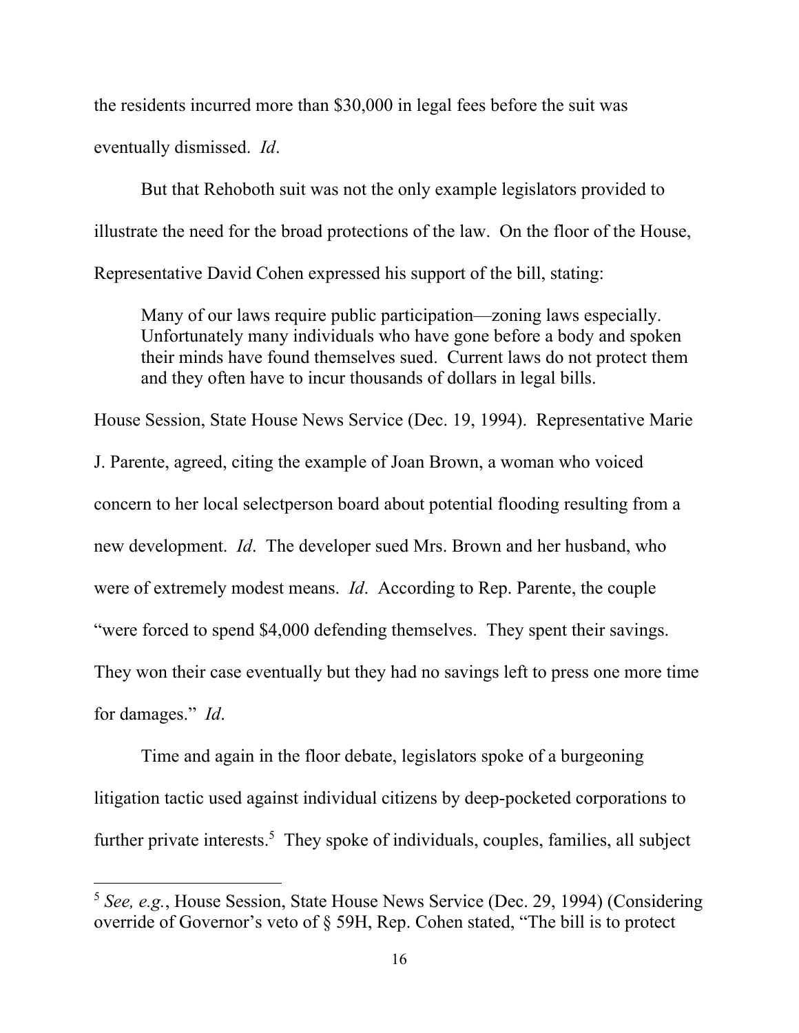the residents incurred more than $30,000 in legal fees before the suit was eventually dismissed. *Id*.

But that Rehoboth suit was not the only example legislators provided to illustrate the need for the broad protections of the law. On the floor of the House, Representative David Cohen expressed his support of the bill, stating:

> Many of our laws require public participation—zoning laws especially. Unfortunately many individuals who have gone before a body and spoken their minds have found themselves sued. Current laws do not protect them and they often have to incur thousands of dollars in legal bills.

House Session, State House News Service (Dec. 19, 1994). Representative Marie J. Parente, agreed, citing the example of Joan Brown, a woman who voiced concern to her local selectperson board about potential flooding resulting from a new development. *Id*. The developer sued Mrs. Brown and her husband, who were of extremely modest means. *Id*. According to Rep. Parente, the couple "were forced to spend $4,000 defending themselves. They spent their savings. They won their case eventually but they had no savings left to press one more time for damages." *Id*.

Time and again in the floor debate, legislators spoke of a burgeoning litigation tactic used against individual citizens by deep-pocketed corporations to further private interests.[5] They spoke of individuals, couples, families, all subject

---

[5] *See, e.g.*, House Session, State House News Service (Dec. 29, 1994) (Considering override of Governor's veto of § 59H, Rep. Cohen stated, "The bill is to protect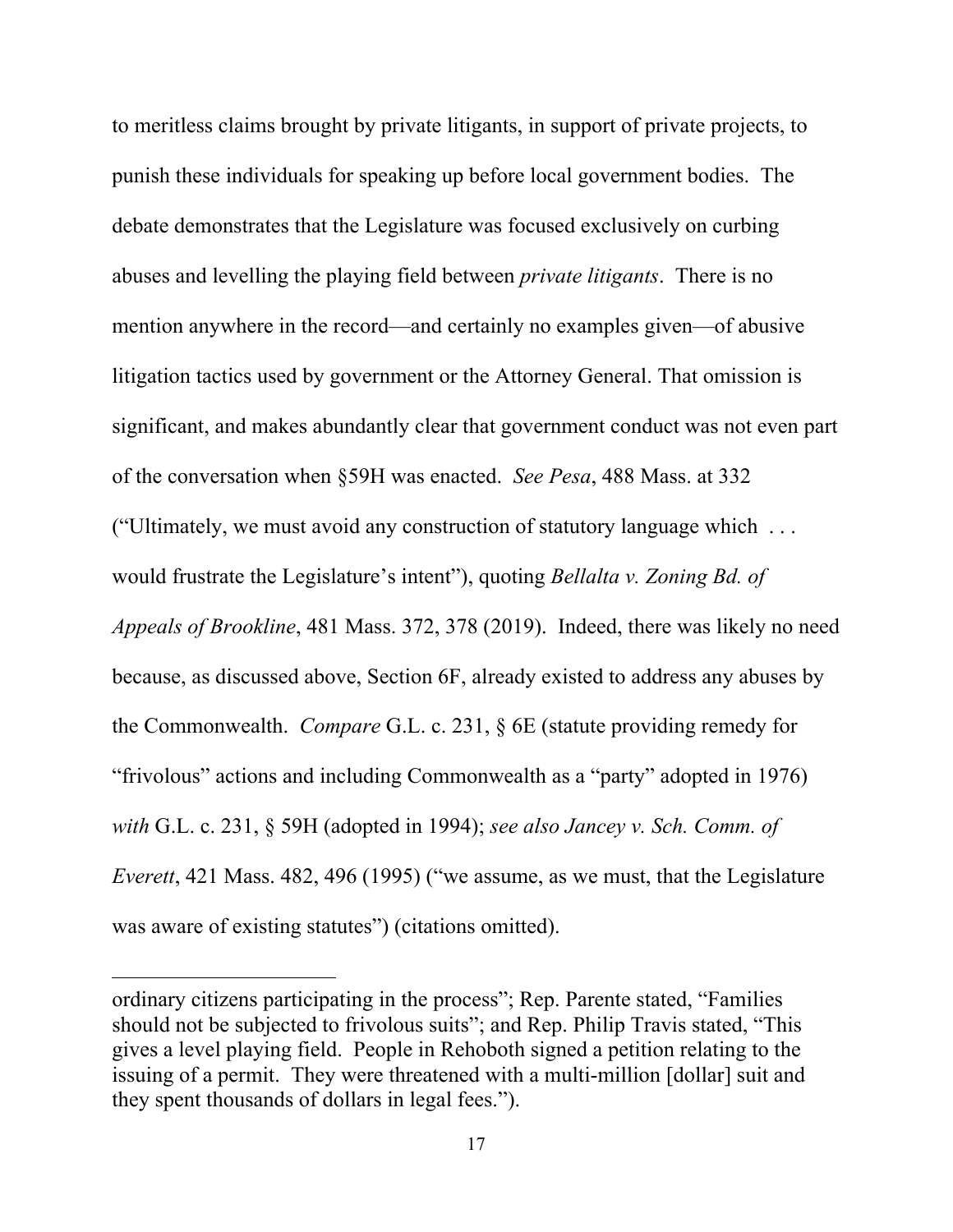to meritless claims brought by private litigants, in support of private projects, to punish these individuals for speaking up before local government bodies. The debate demonstrates that the Legislature was focused exclusively on curbing abuses and levelling the playing field between *private litigants*. There is no mention anywhere in the record—and certainly no examples given—of abusive litigation tactics used by government or the Attorney General. That omission is significant, and makes abundantly clear that government conduct was not even part of the conversation when §59H was enacted. *See Pesa*, 488 Mass. at 332 ("Ultimately, we must avoid any construction of statutory language which . . . would frustrate the Legislature's intent"), quoting *Bellalta v. Zoning Bd. of Appeals of Brookline*, 481 Mass. 372, 378 (2019). Indeed, there was likely no need because, as discussed above, Section 6F, already existed to address any abuses by the Commonwealth. *Compare* G.L. c. 231, § 6E (statute providing remedy for "frivolous" actions and including Commonwealth as a "party" adopted in 1976) *with* G.L. c. 231, § 59H (adopted in 1994); *see also Jancey v. Sch. Comm. of Everett*, 421 Mass. 482, 496 (1995) ("we assume, as we must, that the Legislature was aware of existing statutes") (citations omitted).

---

ordinary citizens participating in the process"; Rep. Parente stated, "Families should not be subjected to frivolous suits"; and Rep. Philip Travis stated, "This gives a level playing field. People in Rehoboth signed a petition relating to the issuing of a permit. They were threatened with a multi-million [dollar] suit and they spent thousands of dollars in legal fees.").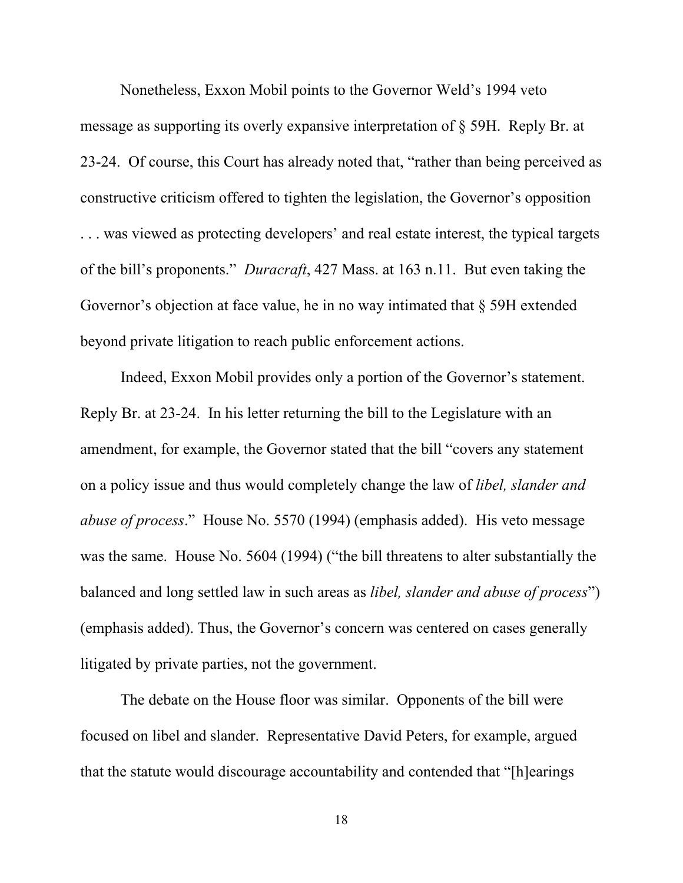Nonetheless, Exxon Mobil points to the Governor Weld's 1994 veto message as supporting its overly expansive interpretation of § 59H. Reply Br. at 23-24. Of course, this Court has already noted that, "rather than being perceived as constructive criticism offered to tighten the legislation, the Governor's opposition . . . was viewed as protecting developers' and real estate interest, the typical targets of the bill's proponents." *Duracraft*, 427 Mass. at 163 n.11. But even taking the Governor's objection at face value, he in no way intimated that § 59H extended beyond private litigation to reach public enforcement actions.

Indeed, Exxon Mobil provides only a portion of the Governor's statement. Reply Br. at 23-24. In his letter returning the bill to the Legislature with an amendment, for example, the Governor stated that the bill "covers any statement on a policy issue and thus would completely change the law of *libel, slander and abuse of process*." House No. 5570 (1994) (emphasis added). His veto message was the same. House No. 5604 (1994) ("the bill threatens to alter substantially the balanced and long settled law in such areas as *libel, slander and abuse of process*") (emphasis added). Thus, the Governor's concern was centered on cases generally litigated by private parties, not the government.

The debate on the House floor was similar. Opponents of the bill were focused on libel and slander. Representative David Peters, for example, argued that the statute would discourage accountability and contended that "[h]earings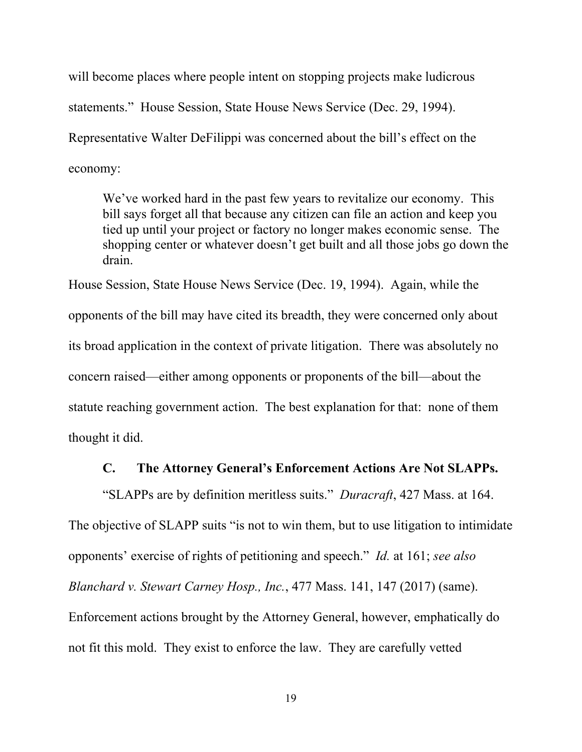will become places where people intent on stopping projects make ludicrous statements." House Session, State House News Service (Dec. 29, 1994). Representative Walter DeFilippi was concerned about the bill's effect on the economy:

> We've worked hard in the past few years to revitalize our economy. This bill says forget all that because any citizen can file an action and keep you tied up until your project or factory no longer makes economic sense. The shopping center or whatever doesn't get built and all those jobs go down the drain.

House Session, State House News Service (Dec. 19, 1994). Again, while the opponents of the bill may have cited its breadth, they were concerned only about its broad application in the context of private litigation. There was absolutely no concern raised—either among opponents or proponents of the bill—about the statute reaching government action. The best explanation for that: none of them thought it did.

### C. The Attorney General's Enforcement Actions Are Not SLAPPs.

"SLAPPs are by definition meritless suits." *Duracraft*, 427 Mass. at 164. The objective of SLAPP suits "is not to win them, but to use litigation to intimidate opponents' exercise of rights of petitioning and speech." *Id.* at 161; *see also Blanchard v. Stewart Carney Hosp., Inc.*, 477 Mass. 141, 147 (2017) (same). Enforcement actions brought by the Attorney General, however, emphatically do not fit this mold. They exist to enforce the law. They are carefully vetted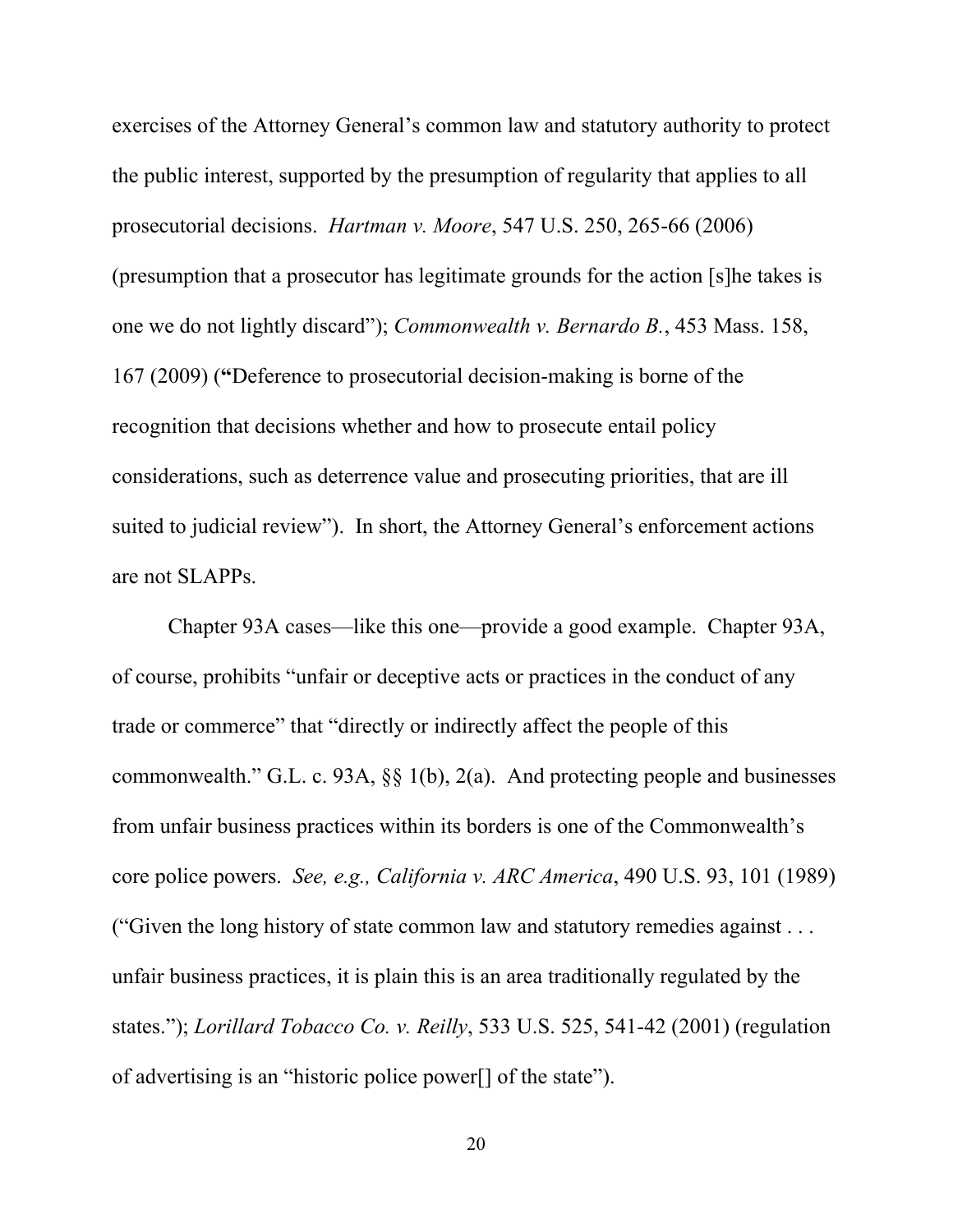exercises of the Attorney General's common law and statutory authority to protect the public interest, supported by the presumption of regularity that applies to all prosecutorial decisions. *Hartman v. Moore*, 547 U.S. 250, 265-66 (2006) (presumption that a prosecutor has legitimate grounds for the action [s]he takes is one we do not lightly discard"); *Commonwealth v. Bernardo B.*, 453 Mass. 158, 167 (2009) (**"**Deference to prosecutorial decision-making is borne of the recognition that decisions whether and how to prosecute entail policy considerations, such as deterrence value and prosecuting priorities, that are ill suited to judicial review"). In short, the Attorney General's enforcement actions are not SLAPPs.

Chapter 93A cases—like this one—provide a good example. Chapter 93A, of course, prohibits "unfair or deceptive acts or practices in the conduct of any trade or commerce" that "directly or indirectly affect the people of this commonwealth." G.L. c. 93A, §§ 1(b), 2(a). And protecting people and businesses from unfair business practices within its borders is one of the Commonwealth's core police powers. *See, e.g., California v. ARC America*, 490 U.S. 93, 101 (1989) ("Given the long history of state common law and statutory remedies against . . . unfair business practices, it is plain this is an area traditionally regulated by the states."); *Lorillard Tobacco Co. v. Reilly*, 533 U.S. 525, 541-42 (2001) (regulation of advertising is an "historic police power[] of the state").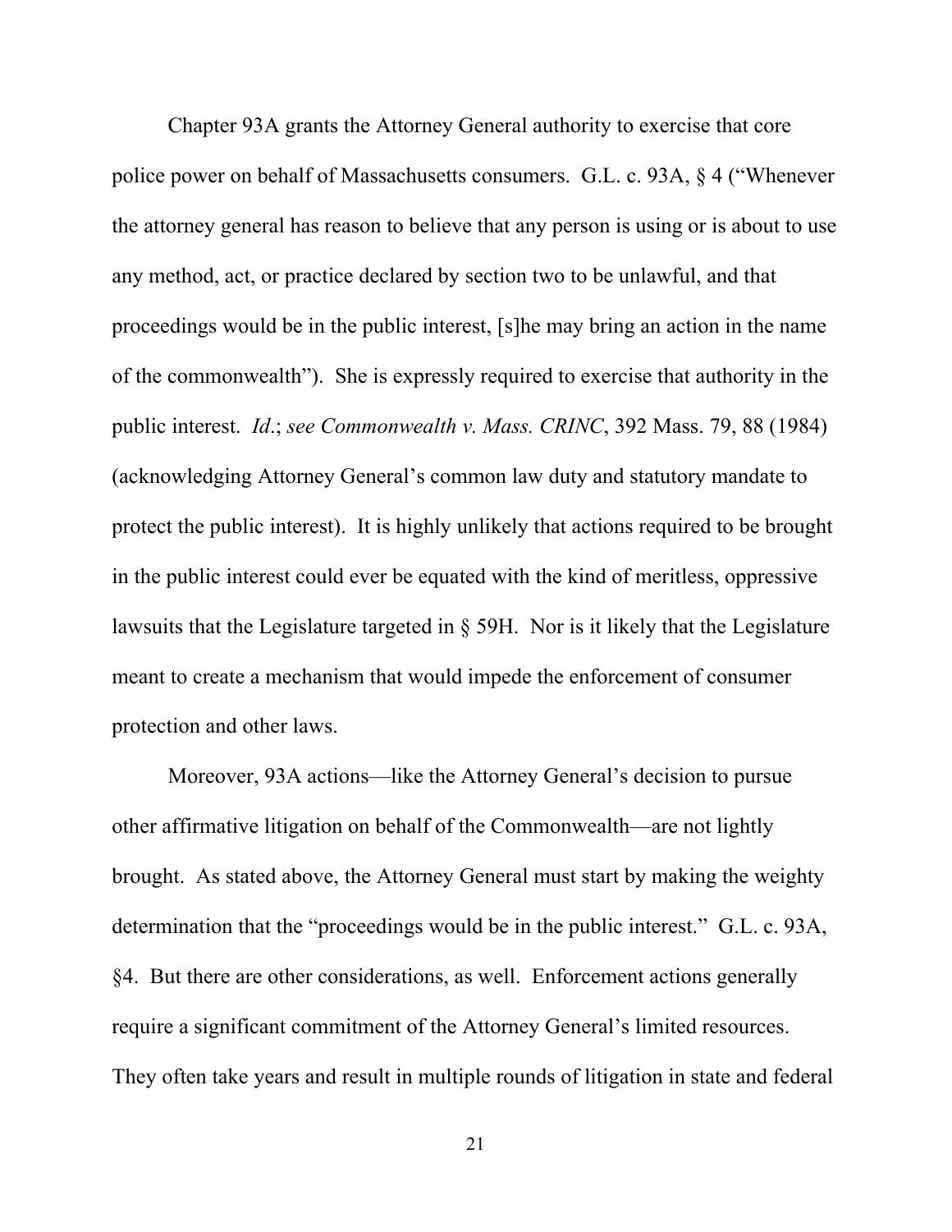Chapter 93A grants the Attorney General authority to exercise that core police power on behalf of Massachusetts consumers. G.L. c. 93A, § 4 ("Whenever the attorney general has reason to believe that any person is using or is about to use any method, act, or practice declared by section two to be unlawful, and that proceedings would be in the public interest, [s]he may bring an action in the name of the commonwealth"). She is expressly required to exercise that authority in the public interest. *Id*.; *see Commonwealth v. Mass. CRINC*, 392 Mass. 79, 88 (1984) (acknowledging Attorney General's common law duty and statutory mandate to protect the public interest). It is highly unlikely that actions required to be brought in the public interest could ever be equated with the kind of meritless, oppressive lawsuits that the Legislature targeted in § 59H. Nor is it likely that the Legislature meant to create a mechanism that would impede the enforcement of consumer protection and other laws.

Moreover, 93A actions—like the Attorney General's decision to pursue other affirmative litigation on behalf of the Commonwealth—are not lightly brought. As stated above, the Attorney General must start by making the weighty determination that the "proceedings would be in the public interest." G.L. c. 93A, §4. But there are other considerations, as well. Enforcement actions generally require a significant commitment of the Attorney General's limited resources. They often take years and result in multiple rounds of litigation in state and federal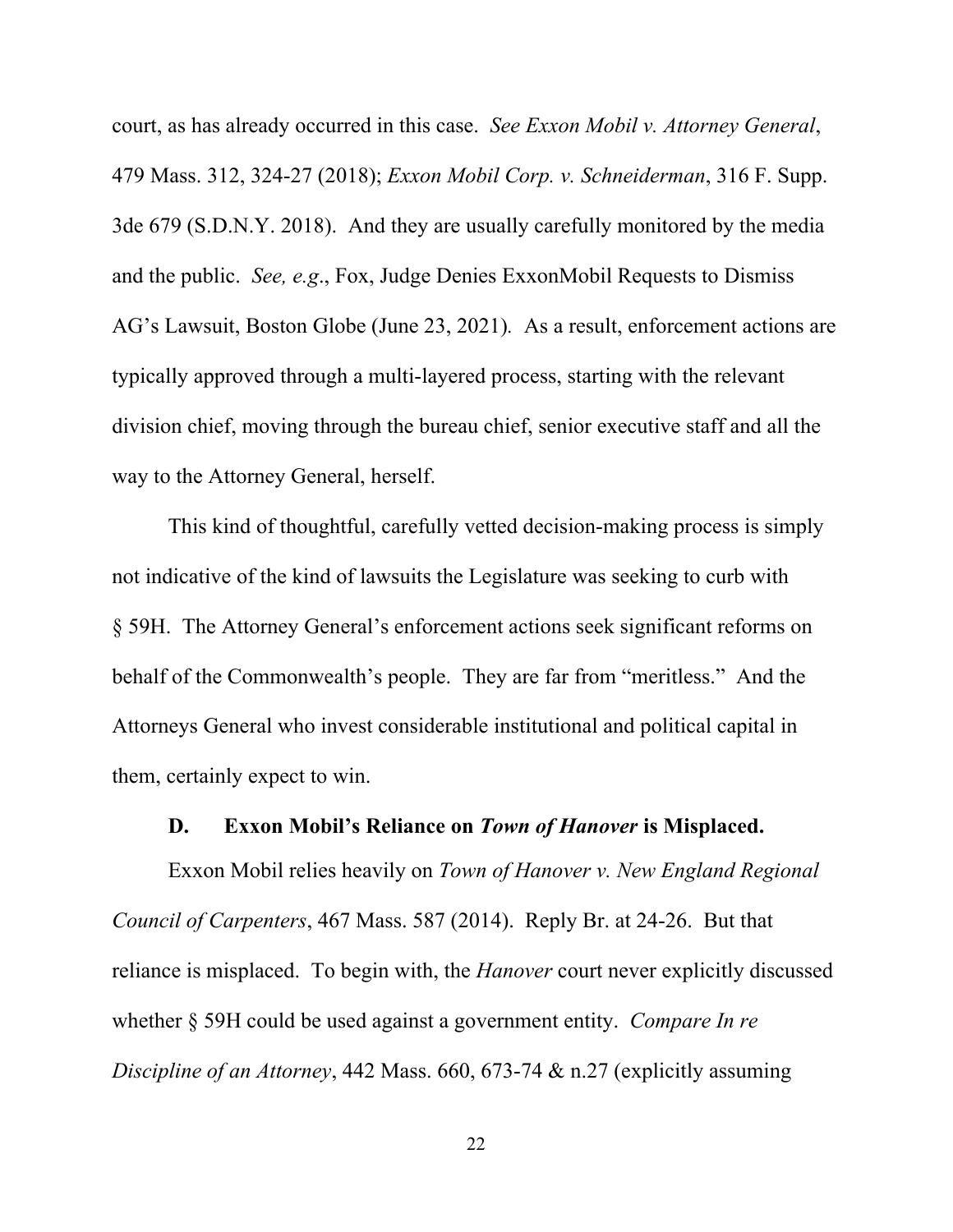court, as has already occurred in this case. *See Exxon Mobil v. Attorney General*, 479 Mass. 312, 324-27 (2018); *Exxon Mobil Corp. v. Schneiderman*, 316 F. Supp. 3de 679 (S.D.N.Y. 2018). And they are usually carefully monitored by the media and the public. *See, e.g*., Fox, Judge Denies ExxonMobil Requests to Dismiss AG's Lawsuit, Boston Globe (June 23, 2021). As a result, enforcement actions are typically approved through a multi-layered process, starting with the relevant division chief, moving through the bureau chief, senior executive staff and all the way to the Attorney General, herself.

This kind of thoughtful, carefully vetted decision-making process is simply not indicative of the kind of lawsuits the Legislature was seeking to curb with § 59H. The Attorney General's enforcement actions seek significant reforms on behalf of the Commonwealth's people. They are far from "meritless." And the Attorneys General who invest considerable institutional and political capital in them, certainly expect to win.

### D. Exxon Mobil's Reliance on *Town of Hanover* is Misplaced.

Exxon Mobil relies heavily on *Town of Hanover v. New England Regional Council of Carpenters*, 467 Mass. 587 (2014). Reply Br. at 24-26. But that reliance is misplaced. To begin with, the *Hanover* court never explicitly discussed whether § 59H could be used against a government entity. *Compare In re Discipline of an Attorney*, 442 Mass. 660, 673-74 & n.27 (explicitly assuming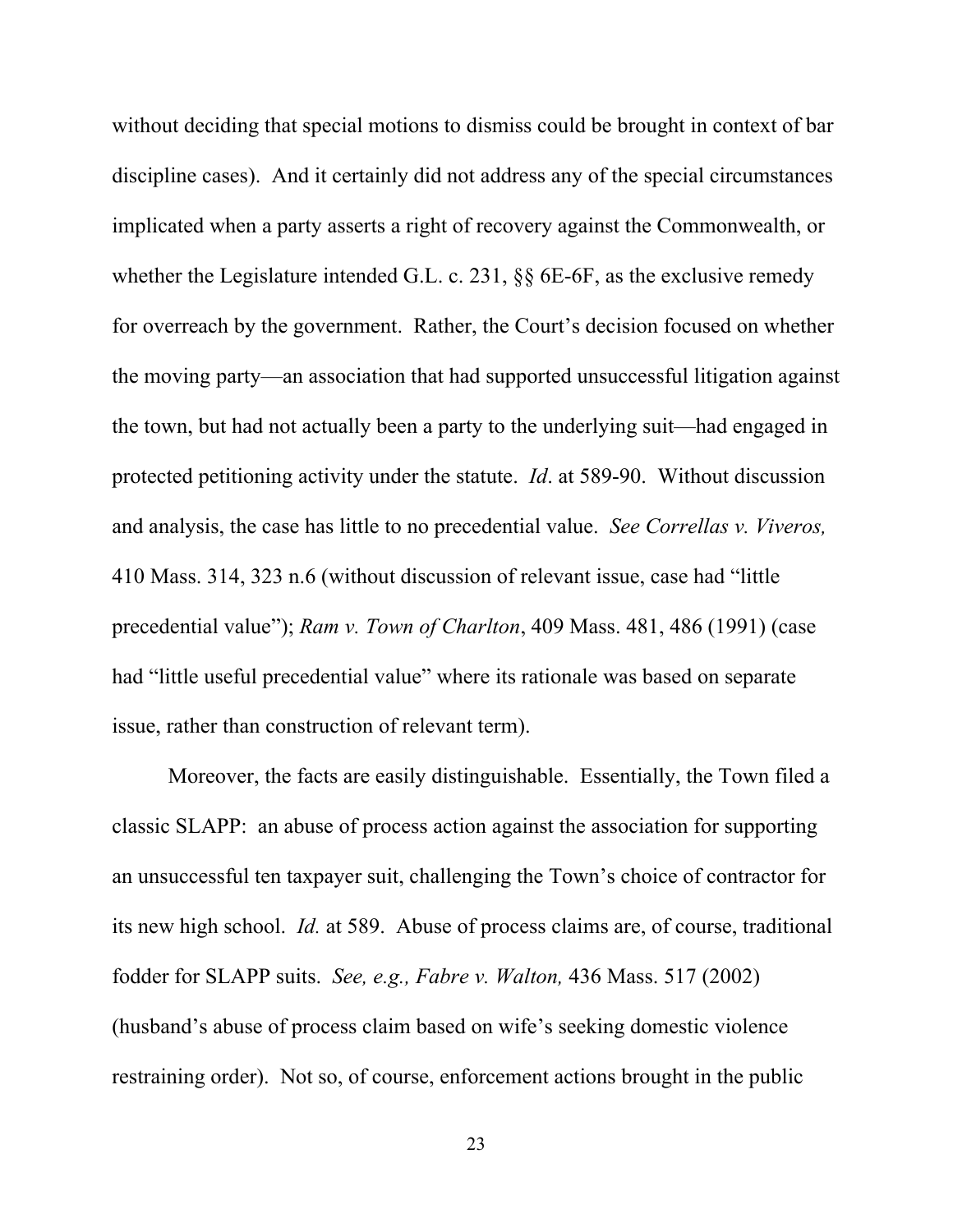without deciding that special motions to dismiss could be brought in context of bar discipline cases). And it certainly did not address any of the special circumstances implicated when a party asserts a right of recovery against the Commonwealth, or whether the Legislature intended G.L. c. 231, §§ 6E-6F, as the exclusive remedy for overreach by the government. Rather, the Court's decision focused on whether the moving party—an association that had supported unsuccessful litigation against the town, but had not actually been a party to the underlying suit—had engaged in protected petitioning activity under the statute. *Id*. at 589-90. Without discussion and analysis, the case has little to no precedential value. *See Correllas v. Viveros,* 410 Mass. 314, 323 n.6 (without discussion of relevant issue, case had "little precedential value"); *Ram v. Town of Charlton*, 409 Mass. 481, 486 (1991) (case had "little useful precedential value" where its rationale was based on separate issue, rather than construction of relevant term).

Moreover, the facts are easily distinguishable. Essentially, the Town filed a classic SLAPP: an abuse of process action against the association for supporting an unsuccessful ten taxpayer suit, challenging the Town's choice of contractor for its new high school. *Id.* at 589. Abuse of process claims are, of course, traditional fodder for SLAPP suits. *See, e.g., Fabre v. Walton,* 436 Mass. 517 (2002) (husband's abuse of process claim based on wife's seeking domestic violence restraining order). Not so, of course, enforcement actions brought in the public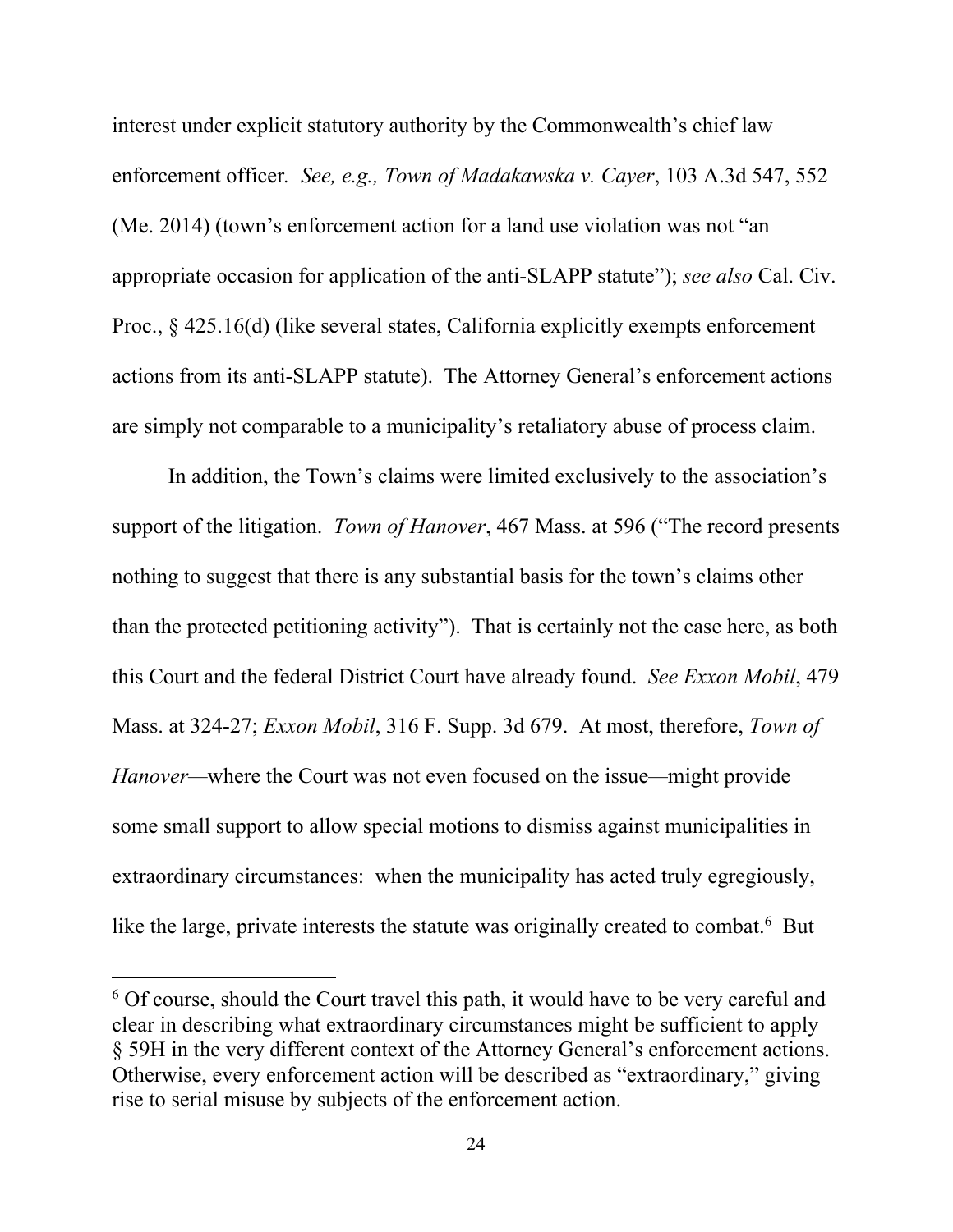interest under explicit statutory authority by the Commonwealth's chief law enforcement officer. *See, e.g., Town of Madakawska v. Cayer*, 103 A.3d 547, 552 (Me. 2014) (town's enforcement action for a land use violation was not "an appropriate occasion for application of the anti-SLAPP statute"); *see also* Cal. Civ. Proc., § 425.16(d) (like several states, California explicitly exempts enforcement actions from its anti-SLAPP statute). The Attorney General's enforcement actions are simply not comparable to a municipality's retaliatory abuse of process claim.

In addition, the Town's claims were limited exclusively to the association's support of the litigation. *Town of Hanover*, 467 Mass. at 596 ("The record presents nothing to suggest that there is any substantial basis for the town's claims other than the protected petitioning activity"). That is certainly not the case here, as both this Court and the federal District Court have already found. *See Exxon Mobil*, 479 Mass. at 324-27; *Exxon Mobil*, 316 F. Supp. 3d 679. At most, therefore, *Town of Hanover*—where the Court was not even focused on the issue—might provide some small support to allow special motions to dismiss against municipalities in extraordinary circumstances: when the municipality has acted truly egregiously, like the large, private interests the statute was originally created to combat.[6] But

[6] Of course, should the Court travel this path, it would have to be very careful and clear in describing what extraordinary circumstances might be sufficient to apply § 59H in the very different context of the Attorney General's enforcement actions. Otherwise, every enforcement action will be described as "extraordinary," giving rise to serial misuse by subjects of the enforcement action.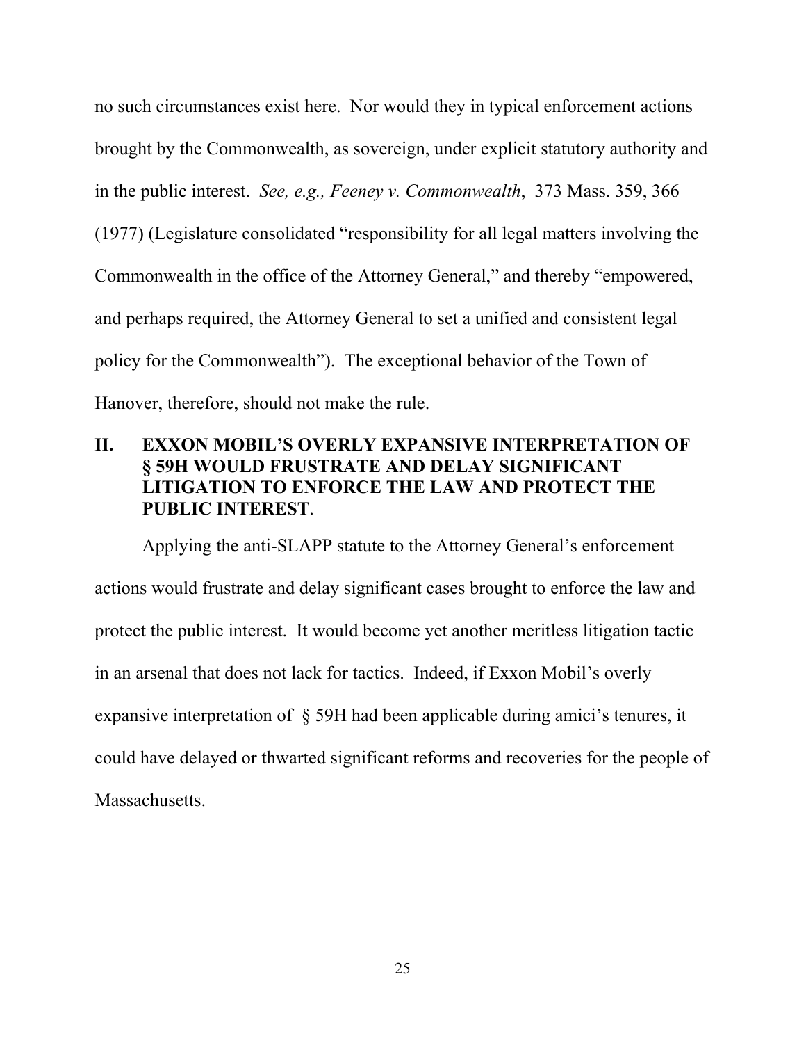no such circumstances exist here. Nor would they in typical enforcement actions brought by the Commonwealth, as sovereign, under explicit statutory authority and in the public interest. *See, e.g., Feeney v. Commonwealth*, 373 Mass. 359, 366 (1977) (Legislature consolidated "responsibility for all legal matters involving the Commonwealth in the office of the Attorney General," and thereby "empowered, and perhaps required, the Attorney General to set a unified and consistent legal policy for the Commonwealth"). The exceptional behavior of the Town of Hanover, therefore, should not make the rule.

## II. EXXON MOBIL'S OVERLY EXPANSIVE INTERPRETATION OF § 59H WOULD FRUSTRATE AND DELAY SIGNIFICANT LITIGATION TO ENFORCE THE LAW AND PROTECT THE PUBLIC INTEREST.

Applying the anti-SLAPP statute to the Attorney General's enforcement actions would frustrate and delay significant cases brought to enforce the law and protect the public interest. It would become yet another meritless litigation tactic in an arsenal that does not lack for tactics. Indeed, if Exxon Mobil's overly expansive interpretation of § 59H had been applicable during amici's tenures, it could have delayed or thwarted significant reforms and recoveries for the people of Massachusetts.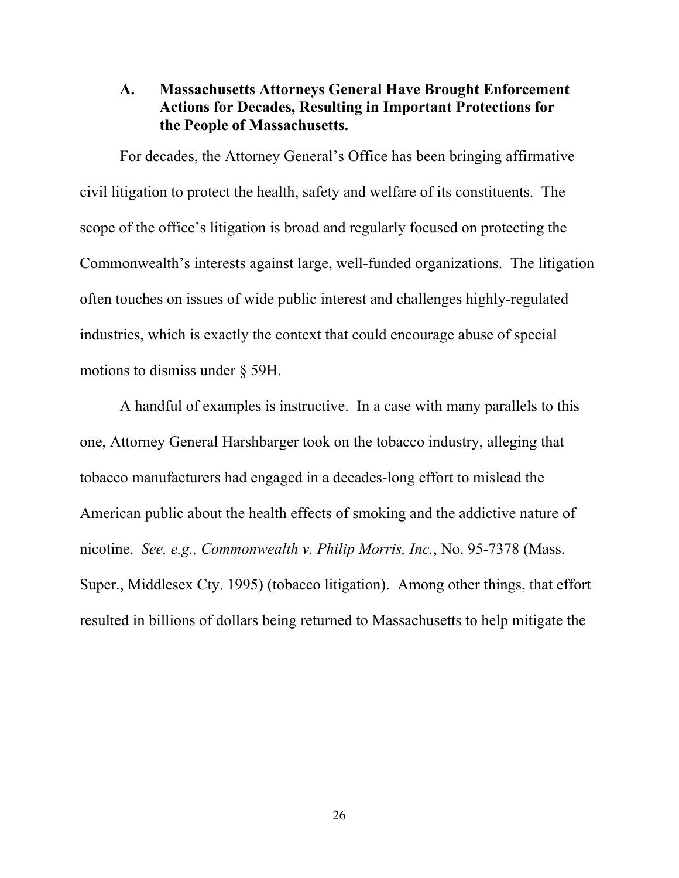### A. Massachusetts Attorneys General Have Brought Enforcement Actions for Decades, Resulting in Important Protections for the People of Massachusetts.

For decades, the Attorney General's Office has been bringing affirmative civil litigation to protect the health, safety and welfare of its constituents. The scope of the office's litigation is broad and regularly focused on protecting the Commonwealth's interests against large, well-funded organizations. The litigation often touches on issues of wide public interest and challenges highly-regulated industries, which is exactly the context that could encourage abuse of special motions to dismiss under § 59H.

A handful of examples is instructive. In a case with many parallels to this one, Attorney General Harshbarger took on the tobacco industry, alleging that tobacco manufacturers had engaged in a decades-long effort to mislead the American public about the health effects of smoking and the addictive nature of nicotine. *See, e.g., Commonwealth v. Philip Morris, Inc.*, No. 95-7378 (Mass. Super., Middlesex Cty. 1995) (tobacco litigation). Among other things, that effort resulted in billions of dollars being returned to Massachusetts to help mitigate the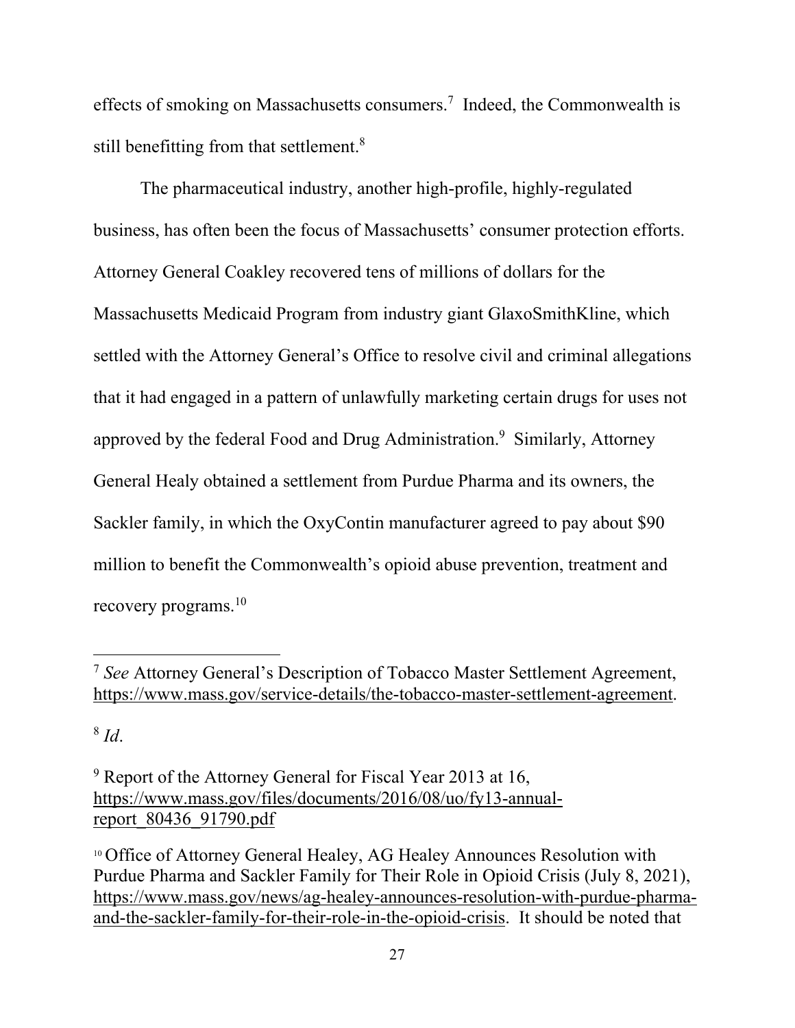effects of smoking on Massachusetts consumers.[7] Indeed, the Commonwealth is still benefitting from that settlement.[8]

The pharmaceutical industry, another high-profile, highly-regulated business, has often been the focus of Massachusetts' consumer protection efforts. Attorney General Coakley recovered tens of millions of dollars for the Massachusetts Medicaid Program from industry giant GlaxoSmithKline, which settled with the Attorney General's Office to resolve civil and criminal allegations that it had engaged in a pattern of unlawfully marketing certain drugs for uses not approved by the federal Food and Drug Administration.[9] Similarly, Attorney General Healy obtained a settlement from Purdue Pharma and its owners, the Sackler family, in which the OxyContin manufacturer agreed to pay about $90 million to benefit the Commonwealth's opioid abuse prevention, treatment and recovery programs.[10]

---

[7] *See* Attorney General's Description of Tobacco Master Settlement Agreement, https://www.mass.gov/service-details/the-tobacco-master-settlement-agreement.

[8] *Id*.

[9] Report of the Attorney General for Fiscal Year 2013 at 16, https://www.mass.gov/files/documents/2016/08/uo/fy13-annual-report_80436_91790.pdf

[10] Office of Attorney General Healey, AG Healey Announces Resolution with Purdue Pharma and Sackler Family for Their Role in Opioid Crisis (July 8, 2021), https://www.mass.gov/news/ag-healey-announces-resolution-with-purdue-pharma-and-the-sackler-family-for-their-role-in-the-opioid-crisis. It should be noted that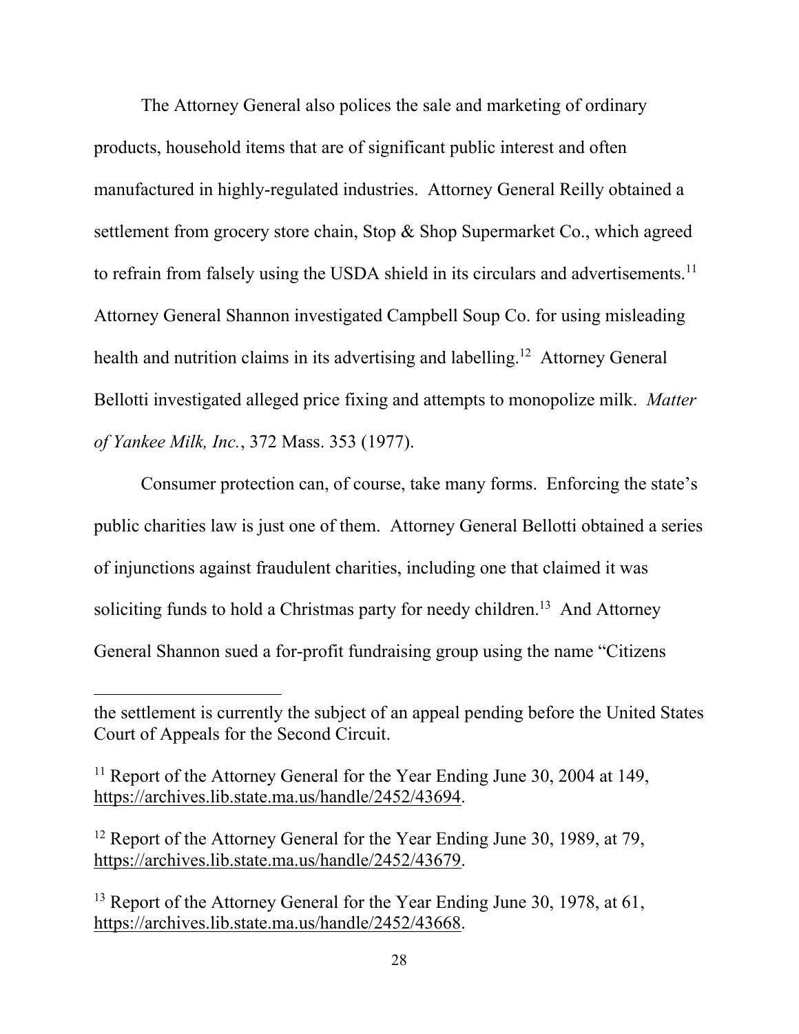The Attorney General also polices the sale and marketing of ordinary products, household items that are of significant public interest and often manufactured in highly-regulated industries. Attorney General Reilly obtained a settlement from grocery store chain, Stop & Shop Supermarket Co., which agreed to refrain from falsely using the USDA shield in its circulars and advertisements.[11] Attorney General Shannon investigated Campbell Soup Co. for using misleading health and nutrition claims in its advertising and labelling.[12] Attorney General Bellotti investigated alleged price fixing and attempts to monopolize milk. *Matter of Yankee Milk, Inc.*, 372 Mass. 353 (1977).

Consumer protection can, of course, take many forms. Enforcing the state's public charities law is just one of them. Attorney General Bellotti obtained a series of injunctions against fraudulent charities, including one that claimed it was soliciting funds to hold a Christmas party for needy children.[13] And Attorney General Shannon sued a for-profit fundraising group using the name "Citizens

---

the settlement is currently the subject of an appeal pending before the United States Court of Appeals for the Second Circuit.

[11] Report of the Attorney General for the Year Ending June 30, 2004 at 149, https://archives.lib.state.ma.us/handle/2452/43694.

[12] Report of the Attorney General for the Year Ending June 30, 1989, at 79, https://archives.lib.state.ma.us/handle/2452/43679.

[13] Report of the Attorney General for the Year Ending June 30, 1978, at 61, https://archives.lib.state.ma.us/handle/2452/43668.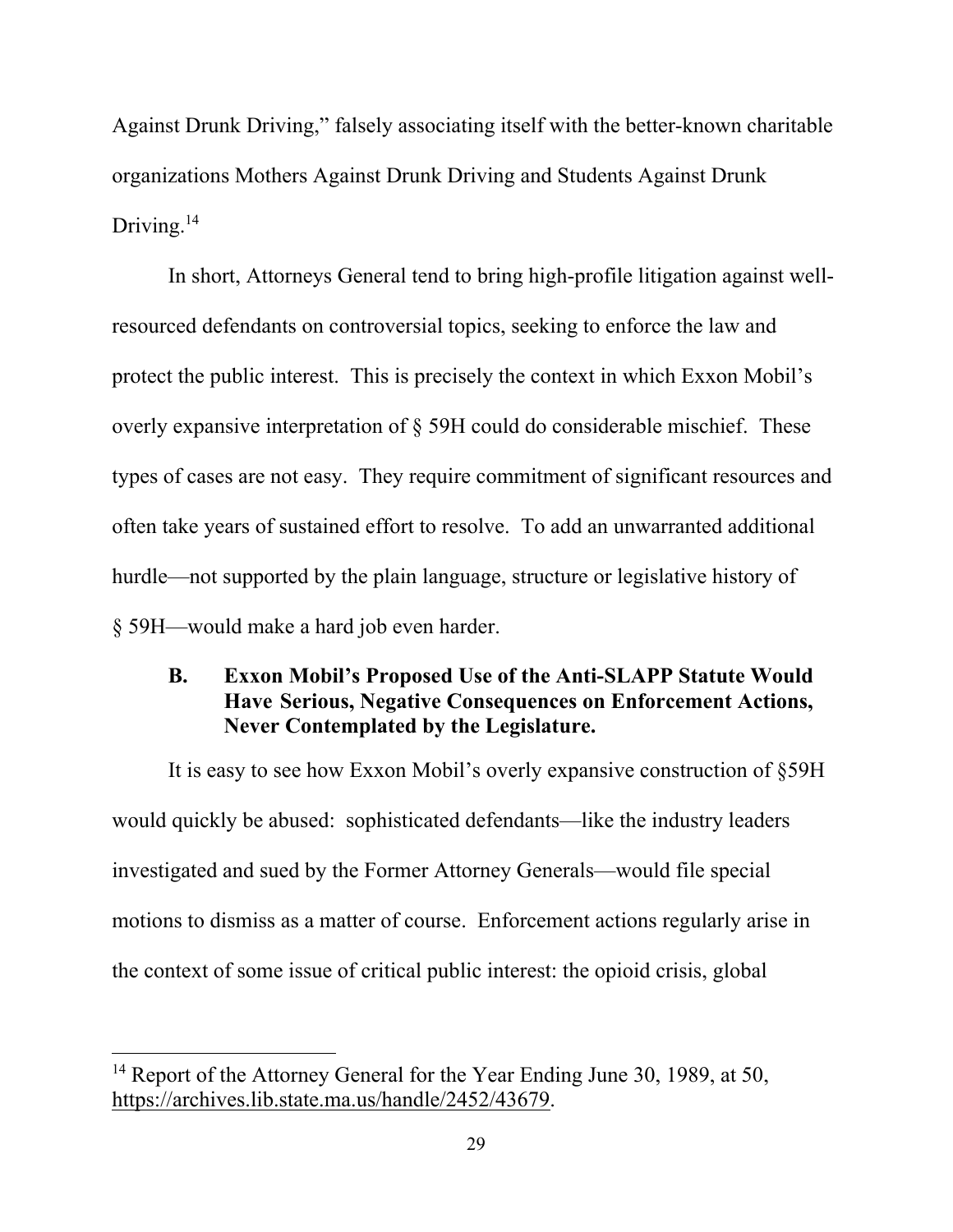Against Drunk Driving," falsely associating itself with the better-known charitable organizations Mothers Against Drunk Driving and Students Against Drunk Driving.[14]

In short, Attorneys General tend to bring high-profile litigation against well-resourced defendants on controversial topics, seeking to enforce the law and protect the public interest. This is precisely the context in which Exxon Mobil's overly expansive interpretation of § 59H could do considerable mischief. These types of cases are not easy. They require commitment of significant resources and often take years of sustained effort to resolve. To add an unwarranted additional hurdle—not supported by the plain language, structure or legislative history of § 59H—would make a hard job even harder.

### B. Exxon Mobil's Proposed Use of the Anti-SLAPP Statute Would Have Serious, Negative Consequences on Enforcement Actions, Never Contemplated by the Legislature.

It is easy to see how Exxon Mobil's overly expansive construction of §59H would quickly be abused: sophisticated defendants—like the industry leaders investigated and sued by the Former Attorney Generals—would file special motions to dismiss as a matter of course. Enforcement actions regularly arise in the context of some issue of critical public interest: the opioid crisis, global

---

[14] Report of the Attorney General for the Year Ending June 30, 1989, at 50, https://archives.lib.state.ma.us/handle/2452/43679.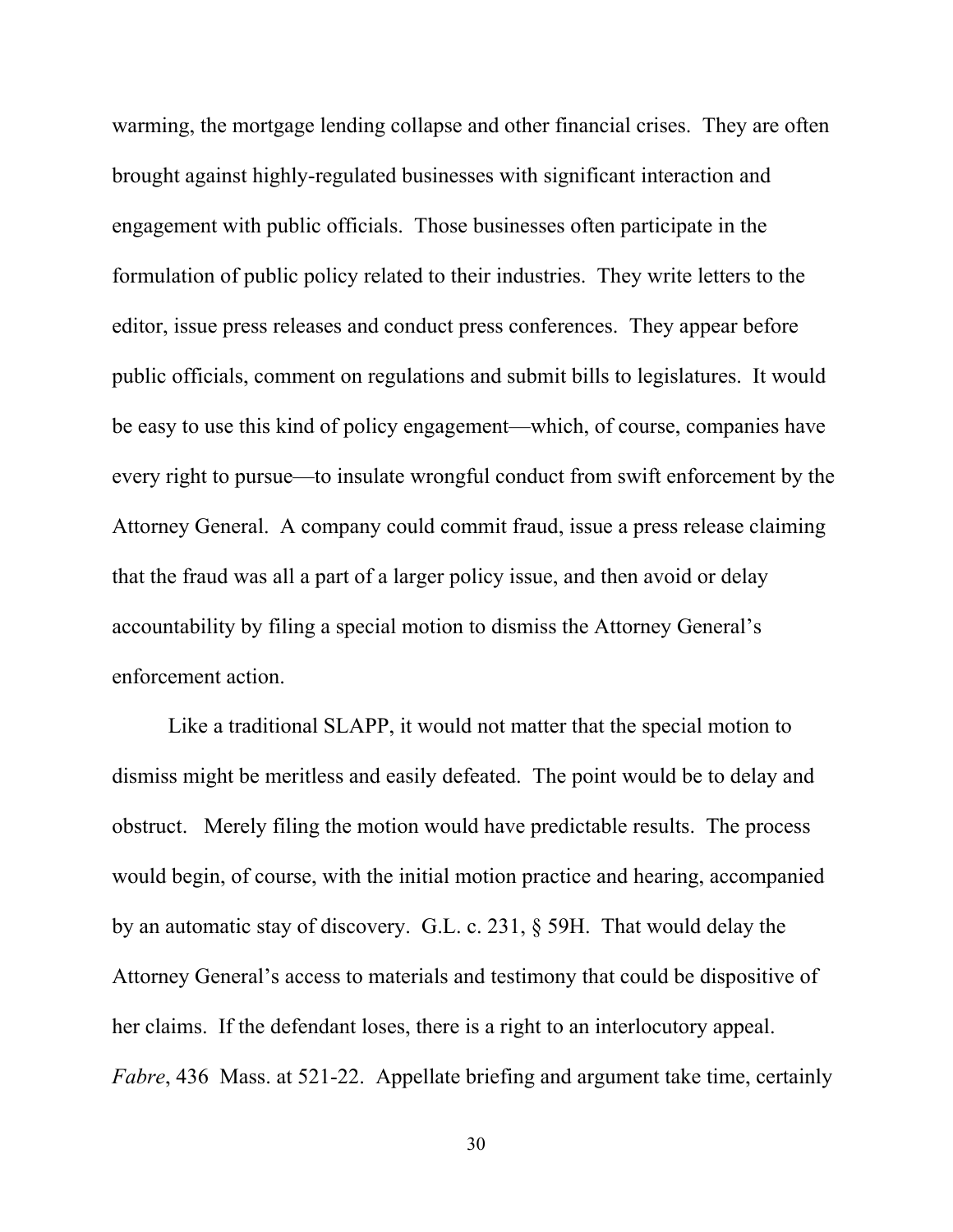warming, the mortgage lending collapse and other financial crises. They are often brought against highly-regulated businesses with significant interaction and engagement with public officials. Those businesses often participate in the formulation of public policy related to their industries. They write letters to the editor, issue press releases and conduct press conferences. They appear before public officials, comment on regulations and submit bills to legislatures. It would be easy to use this kind of policy engagement—which, of course, companies have every right to pursue—to insulate wrongful conduct from swift enforcement by the Attorney General. A company could commit fraud, issue a press release claiming that the fraud was all a part of a larger policy issue, and then avoid or delay accountability by filing a special motion to dismiss the Attorney General's enforcement action.

Like a traditional SLAPP, it would not matter that the special motion to dismiss might be meritless and easily defeated. The point would be to delay and obstruct. Merely filing the motion would have predictable results. The process would begin, of course, with the initial motion practice and hearing, accompanied by an automatic stay of discovery. G.L. c. 231, § 59H. That would delay the Attorney General's access to materials and testimony that could be dispositive of her claims. If the defendant loses, there is a right to an interlocutory appeal. *Fabre*, 436 Mass. at 521-22. Appellate briefing and argument take time, certainly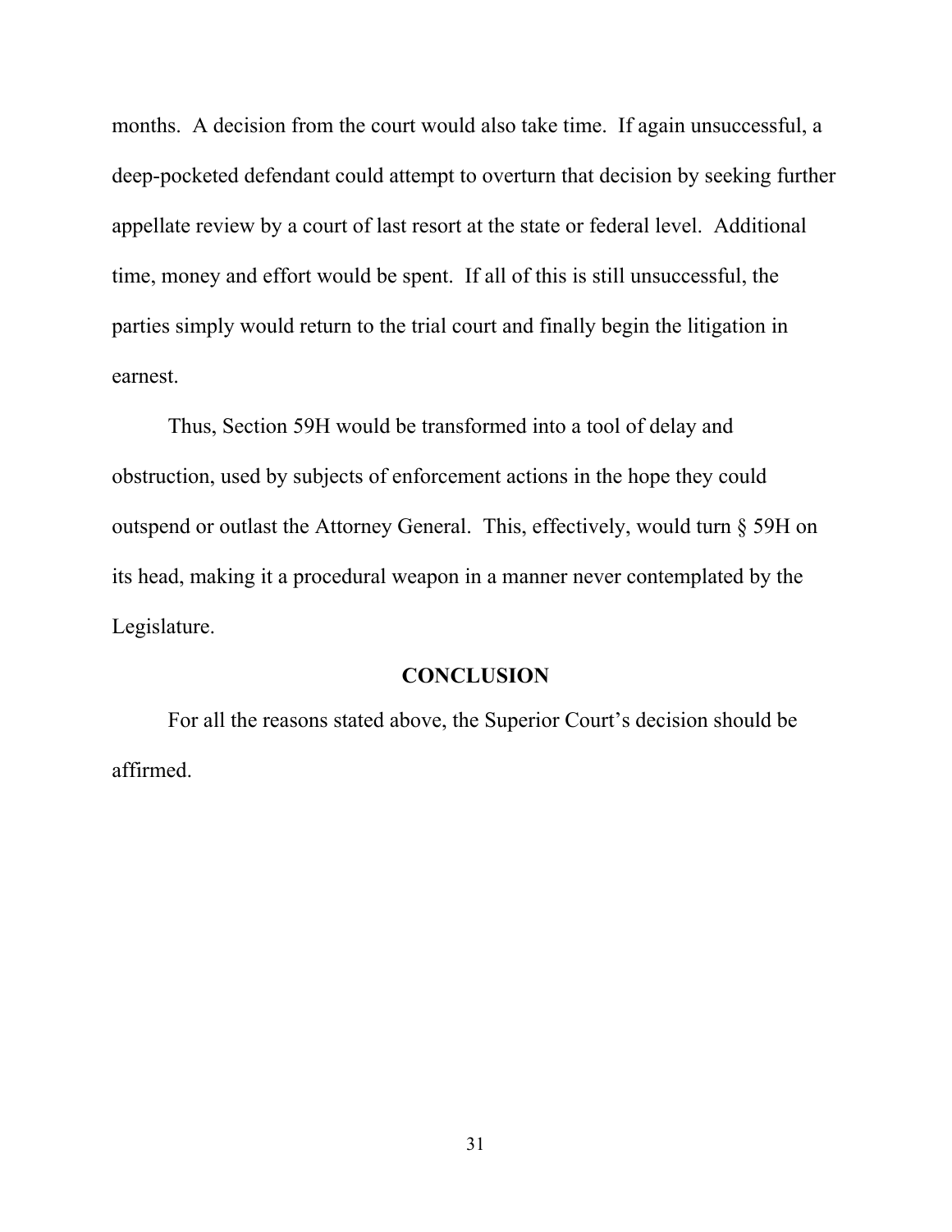months. A decision from the court would also take time. If again unsuccessful, a deep-pocketed defendant could attempt to overturn that decision by seeking further appellate review by a court of last resort at the state or federal level. Additional time, money and effort would be spent. If all of this is still unsuccessful, the parties simply would return to the trial court and finally begin the litigation in earnest.

Thus, Section 59H would be transformed into a tool of delay and obstruction, used by subjects of enforcement actions in the hope they could outspend or outlast the Attorney General. This, effectively, would turn § 59H on its head, making it a procedural weapon in a manner never contemplated by the Legislature.

## CONCLUSION

For all the reasons stated above, the Superior Court's decision should be affirmed.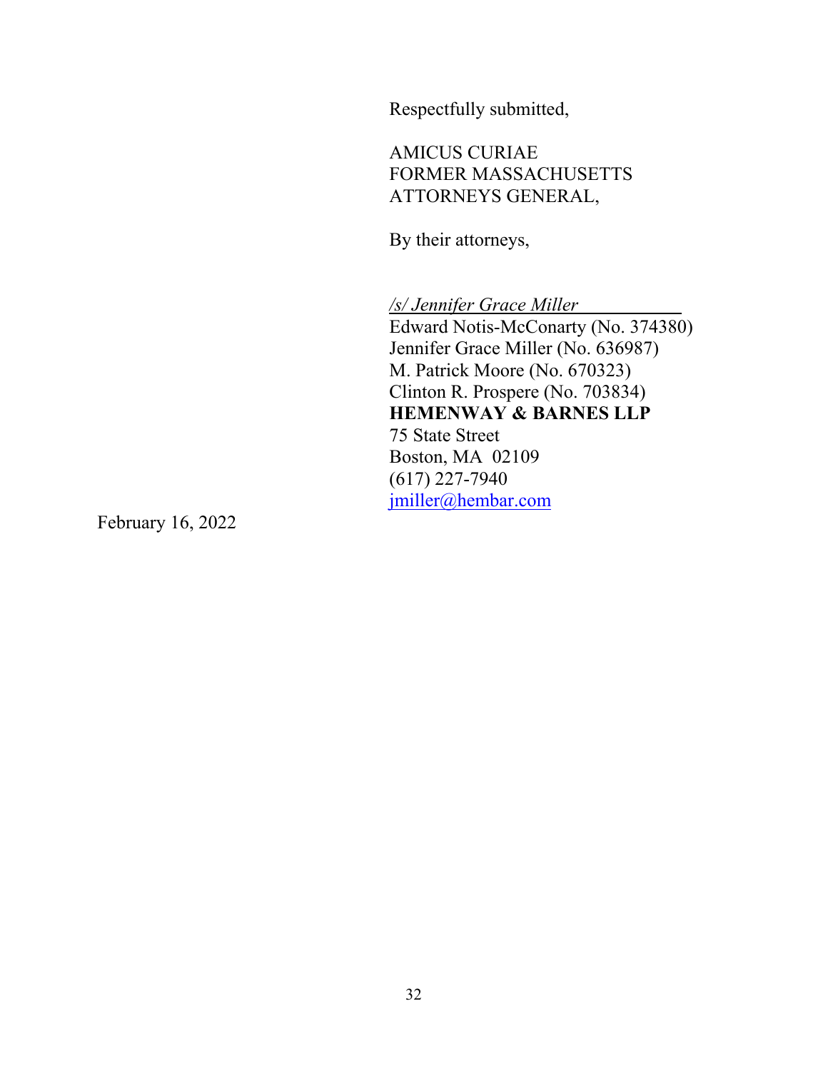Respectfully submitted,

AMICUS CURIAE
FORMER MASSACHUSETTS
ATTORNEYS GENERAL,

By their attorneys,

*/s/ Jennifer Grace Miller*
Edward Notis-McConarty (No. 374380)
Jennifer Grace Miller (No. 636987)
M. Patrick Moore (No. 670323)
Clinton R. Prospere (No. 703834)
**HEMENWAY & BARNES LLP**
75 State Street
Boston, MA 02109
(617) 227-7940
jmiller@hembar.com

February 16, 2022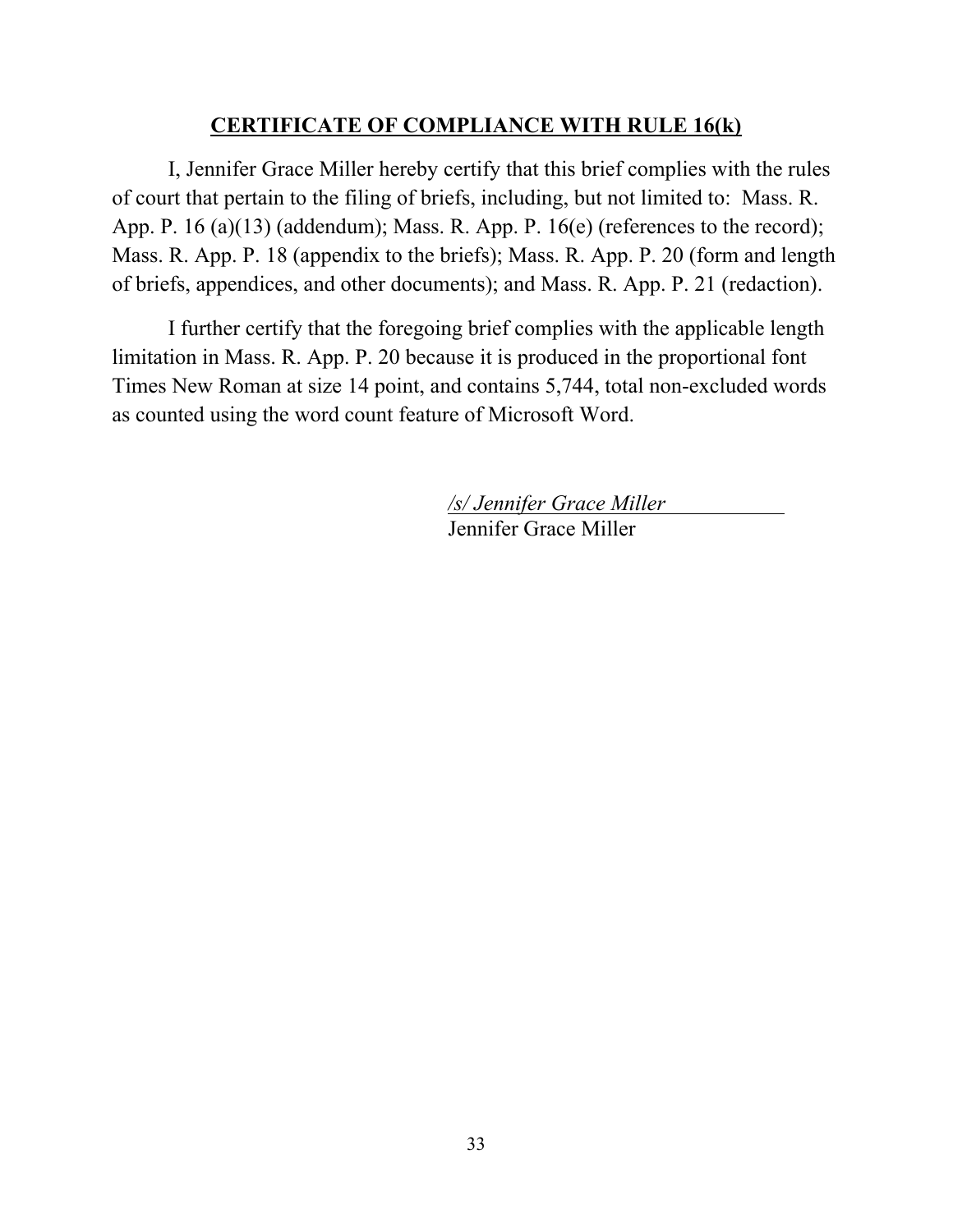## **CERTIFICATE OF COMPLIANCE WITH RULE 16(k)**

I, Jennifer Grace Miller hereby certify that this brief complies with the rules of court that pertain to the filing of briefs, including, but not limited to: Mass. R. App. P. 16 (a)(13) (addendum); Mass. R. App. P. 16(e) (references to the record); Mass. R. App. P. 18 (appendix to the briefs); Mass. R. App. P. 20 (form and length of briefs, appendices, and other documents); and Mass. R. App. P. 21 (redaction).

I further certify that the foregoing brief complies with the applicable length limitation in Mass. R. App. P. 20 because it is produced in the proportional font Times New Roman at size 14 point, and contains 5,744, total non-excluded words as counted using the word count feature of Microsoft Word.

*/s/ Jennifer Grace Miller*
Jennifer Grace Miller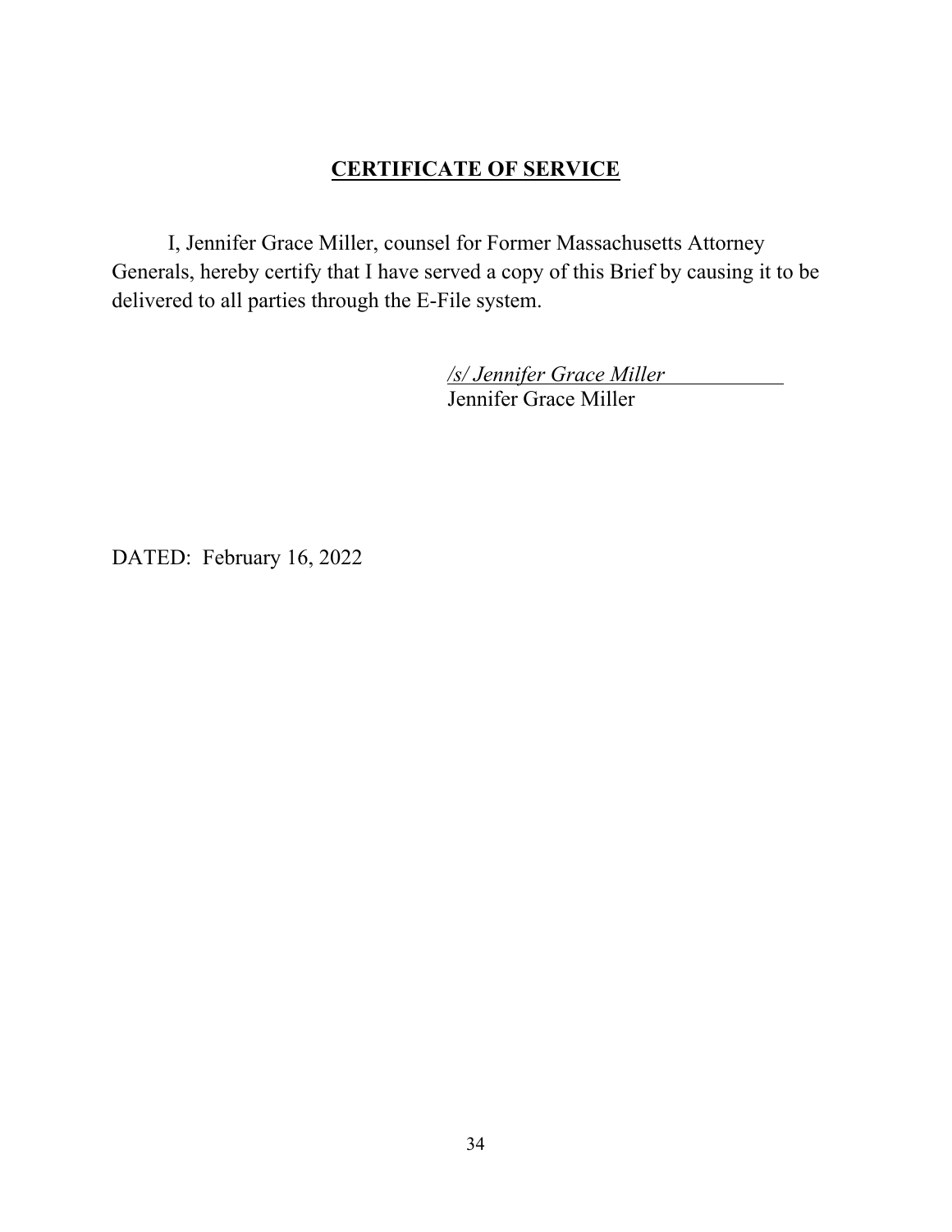## **CERTIFICATE OF SERVICE**

I, Jennifer Grace Miller, counsel for Former Massachusetts Attorney Generals, hereby certify that I have served a copy of this Brief by causing it to be delivered to all parties through the E-File system.

*/s/ Jennifer Grace Miller*
Jennifer Grace Miller

DATED: February 16, 2022